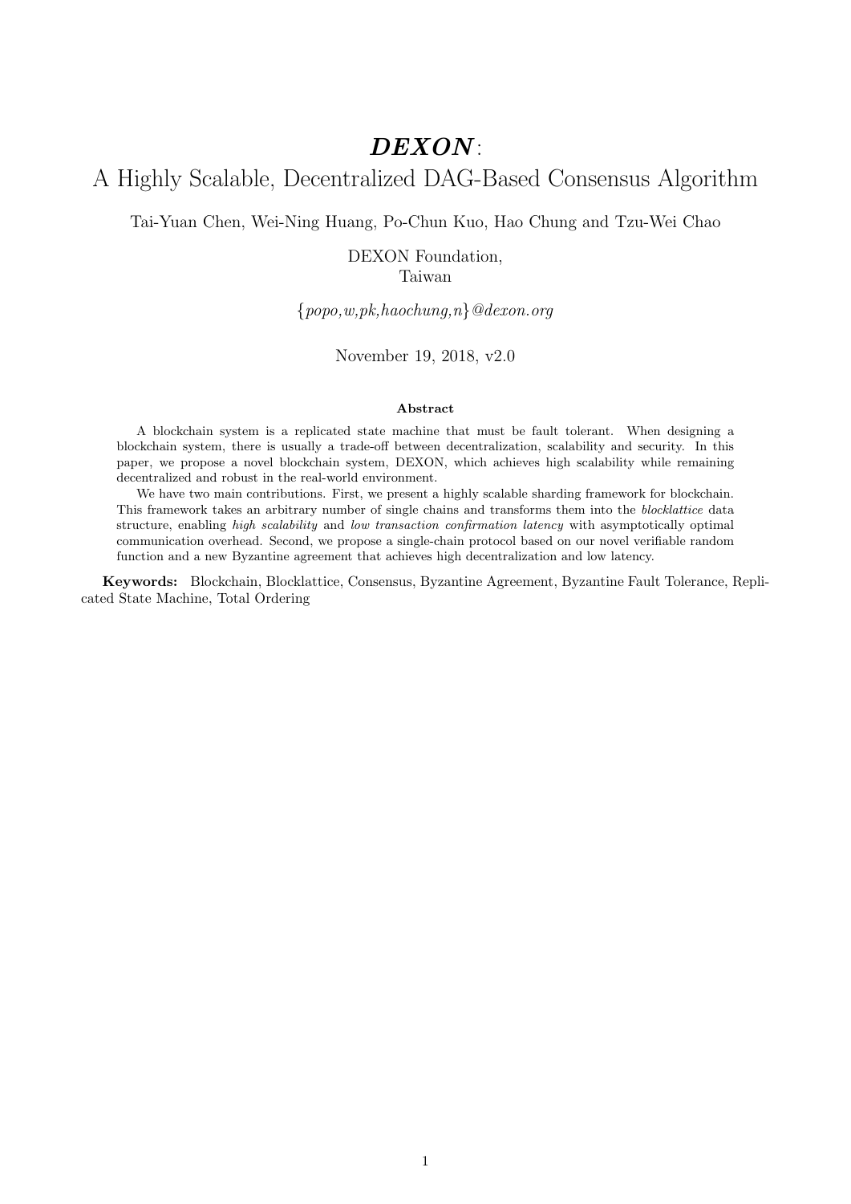# ***DEXON***: A Highly Scalable, Decentralized DAG-Based Consensus Algorithm

Tai-Yuan Chen, Wei-Ning Huang, Po-Chun Kuo, Hao Chung and Tzu-Wei Chao

DEXON Foundation,
Taiwan

{*popo,w,pk,haochung,n*}*@dexon.org*

November 19, 2018, v2.0

### Abstract

A blockchain system is a replicated state machine that must be fault tolerant. When designing a blockchain system, there is usually a trade-off between decentralization, scalability and security. In this paper, we propose a novel blockchain system, DEXON, which achieves high scalability while remaining decentralized and robust in the real-world environment.

We have two main contributions. First, we present a highly scalable sharding framework for blockchain. This framework takes an arbitrary number of single chains and transforms them into the *blocklattice* data structure, enabling *high scalability* and *low transaction confirmation latency* with asymptotically optimal communication overhead. Second, we propose a single-chain protocol based on our novel verifiable random function and a new Byzantine agreement that achieves high decentralization and low latency.

**Keywords:** Blockchain, Blocklattice, Consensus, Byzantine Agreement, Byzantine Fault Tolerance, Replicated State Machine, Total Ordering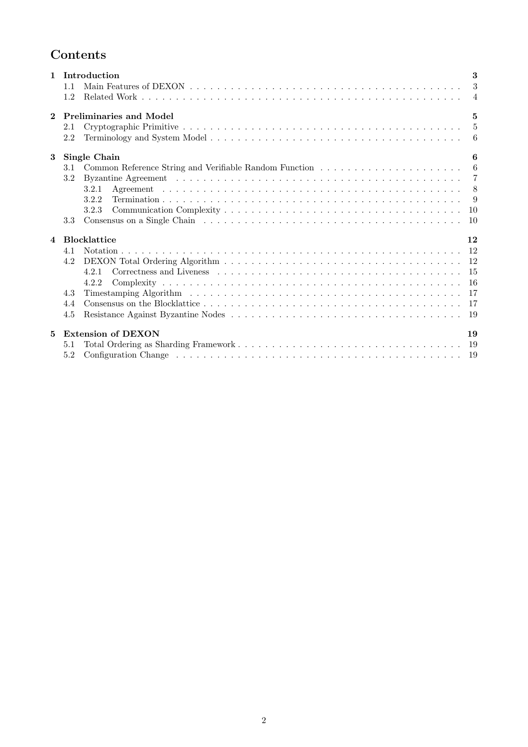# Contents

**1 Introduction** **3**
- 1.1 Main Features of DEXON 3
- 1.2 Related Work 4

**2 Preliminaries and Model** **5**
- 2.1 Cryptographic Primitive 5
- 2.2 Terminology and System Model 6

**3 Single Chain** **6**
- 3.1 Common Reference String and Verifiable Random Function 6
- 3.2 Byzantine Agreement 7
  - 3.2.1 Agreement 8
  - 3.2.2 Termination 9
  - 3.2.3 Communication Complexity 10
- 3.3 Consensus on a Single Chain 10

**4 Blocklattice** **12**
- 4.1 Notation 12
- 4.2 DEXON Total Ordering Algorithm 12
  - 4.2.1 Correctness and Liveness 15
  - 4.2.2 Complexity 16
- 4.3 Timestamping Algorithm 17
- 4.4 Consensus on the Blocklattice 17
- 4.5 Resistance Against Byzantine Nodes 19

**5 Extension of DEXON** **19**
- 5.1 Total Ordering as Sharding Framework 19
- 5.2 Configuration Change 19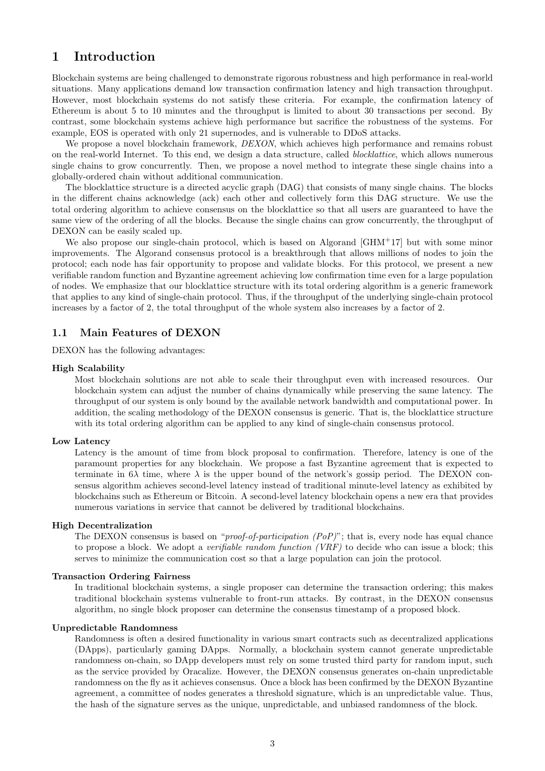# 1 Introduction

Blockchain systems are being challenged to demonstrate rigorous robustness and high performance in real-world situations. Many applications demand low transaction confirmation latency and high transaction throughput. However, most blockchain systems do not satisfy these criteria. For example, the confirmation latency of Ethereum is about 5 to 10 minutes and the throughput is limited to about 30 transactions per second. By contrast, some blockchain systems achieve high performance but sacrifice the robustness of the systems. For example, EOS is operated with only 21 supernodes, and is vulnerable to DDoS attacks.

We propose a novel blockchain framework, *DEXON*, which achieves high performance and remains robust on the real-world Internet. To this end, we design a data structure, called *blocklattice*, which allows numerous single chains to grow concurrently. Then, we propose a novel method to integrate these single chains into a globally-ordered chain without additional communication.

The blocklattice structure is a directed acyclic graph (DAG) that consists of many single chains. The blocks in the different chains acknowledge (ack) each other and collectively form this DAG structure. We use the total ordering algorithm to achieve consensus on the blocklattice so that all users are guaranteed to have the same view of the ordering of all the blocks. Because the single chains can grow concurrently, the throughput of DEXON can be easily scaled up.

We also propose our single-chain protocol, which is based on Algorand [GHM+17] but with some minor improvements. The Algorand consensus protocol is a breakthrough that allows millions of nodes to join the protocol; each node has fair opportunity to propose and validate blocks. For this protocol, we present a new verifiable random function and Byzantine agreement achieving low confirmation time even for a large population of nodes. We emphasize that our blocklattice structure with its total ordering algorithm is a generic framework that applies to any kind of single-chain protocol. Thus, if the throughput of the underlying single-chain protocol increases by a factor of 2, the total throughput of the whole system also increases by a factor of 2.

## 1.1 Main Features of DEXON

DEXON has the following advantages:

**High Scalability**

Most blockchain solutions are not able to scale their throughput even with increased resources. Our blockchain system can adjust the number of chains dynamically while preserving the same latency. The throughput of our system is only bound by the available network bandwidth and computational power. In addition, the scaling methodology of the DEXON consensus is generic. That is, the blocklattice structure with its total ordering algorithm can be applied to any kind of single-chain consensus protocol.

**Low Latency**

Latency is the amount of time from block proposal to confirmation. Therefore, latency is one of the paramount properties for any blockchain. We propose a fast Byzantine agreement that is expected to terminate in $6\lambda$ time, where $\lambda$ is the upper bound of the network's gossip period. The DEXON consensus algorithm achieves second-level latency instead of traditional minute-level latency as exhibited by blockchains such as Ethereum or Bitcoin. A second-level latency blockchain opens a new era that provides numerous variations in service that cannot be delivered by traditional blockchains.

**High Decentralization**

The DEXON consensus is based on "*proof-of-participation (PoP)*"; that is, every node has equal chance to propose a block. We adopt a *verifiable random function (VRF)* to decide who can issue a block; this serves to minimize the communication cost so that a large population can join the protocol.

**Transaction Ordering Fairness**

In traditional blockchain systems, a single proposer can determine the transaction ordering; this makes traditional blockchain systems vulnerable to front-run attacks. By contrast, in the DEXON consensus algorithm, no single block proposer can determine the consensus timestamp of a proposed block.

**Unpredictable Randomness**

Randomness is often a desired functionality in various smart contracts such as decentralized applications (DApps), particularly gaming DApps. Normally, a blockchain system cannot generate unpredictable randomness on-chain, so DApp developers must rely on some trusted third party for random input, such as the service provided by Oracalize. However, the DEXON consensus generates on-chain unpredictable randomness on the fly as it achieves consensus. Once a block has been confirmed by the DEXON Byzantine agreement, a committee of nodes generates a threshold signature, which is an unpredictable value. Thus, the hash of the signature serves as the unique, unpredictable, and unbiased randomness of the block.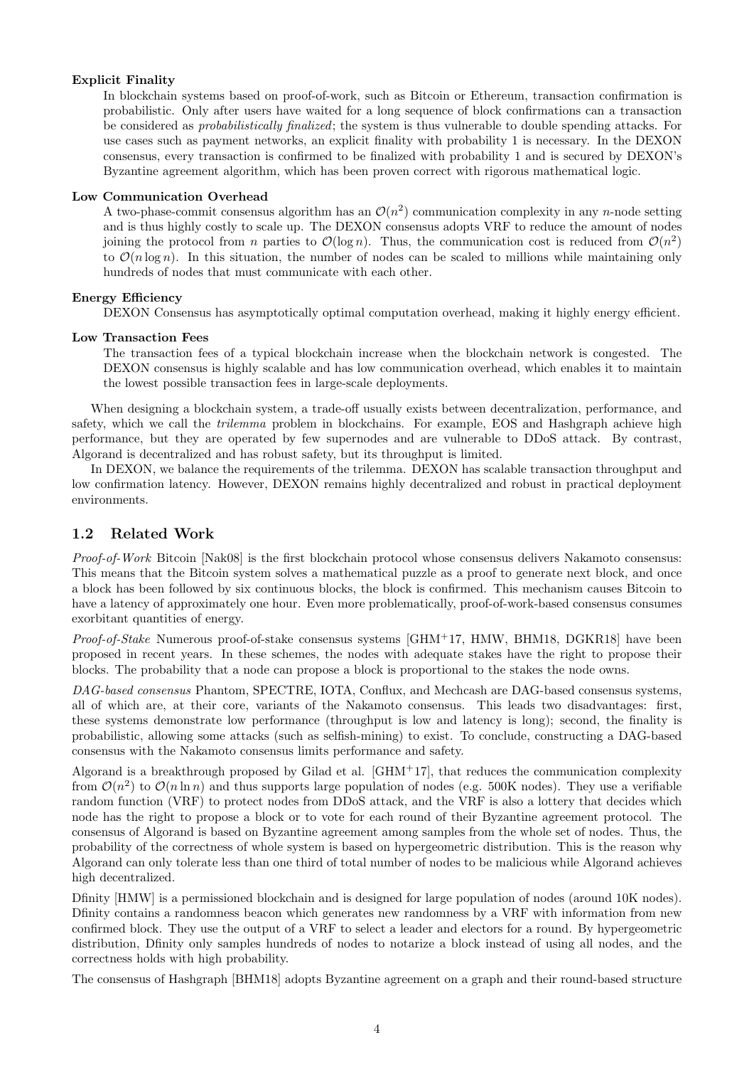**Explicit Finality**

In blockchain systems based on proof-of-work, such as Bitcoin or Ethereum, transaction confirmation is probabilistic. Only after users have waited for a long sequence of block confirmations can a transaction be considered as *probabilistically finalized*; the system is thus vulnerable to double spending attacks. For use cases such as payment networks, an explicit finality with probability 1 is necessary. In the DEXON consensus, every transaction is confirmed to be finalized with probability 1 and is secured by DEXON's Byzantine agreement algorithm, which has been proven correct with rigorous mathematical logic.

**Low Communication Overhead**

A two-phase-commit consensus algorithm has an $\mathcal{O}(n^2)$ communication complexity in any $n$-node setting and is thus highly costly to scale up. The DEXON consensus adopts VRF to reduce the amount of nodes joining the protocol from $n$ parties to $\mathcal{O}(\log n)$. Thus, the communication cost is reduced from $\mathcal{O}(n^2)$ to $\mathcal{O}(n \log n)$. In this situation, the number of nodes can be scaled to millions while maintaining only hundreds of nodes that must communicate with each other.

**Energy Efficiency**

DEXON Consensus has asymptotically optimal computation overhead, making it highly energy efficient.

**Low Transaction Fees**

The transaction fees of a typical blockchain increase when the blockchain network is congested. The DEXON consensus is highly scalable and has low communication overhead, which enables it to maintain the lowest possible transaction fees in large-scale deployments.

When designing a blockchain system, a trade-off usually exists between decentralization, performance, and safety, which we call the *trilemma* problem in blockchains. For example, EOS and Hashgraph achieve high performance, but they are operated by few supernodes and are vulnerable to DDoS attack. By contrast, Algorand is decentralized and has robust safety, but its throughput is limited.

In DEXON, we balance the requirements of the trilemma. DEXON has scalable transaction throughput and low confirmation latency. However, DEXON remains highly decentralized and robust in practical deployment environments.

## 1.2 Related Work

*Proof-of-Work* Bitcoin [Nak08] is the first blockchain protocol whose consensus delivers Nakamoto consensus: This means that the Bitcoin system solves a mathematical puzzle as a proof to generate next block, and once a block has been followed by six continuous blocks, the block is confirmed. This mechanism causes Bitcoin to have a latency of approximately one hour. Even more problematically, proof-of-work-based consensus consumes exorbitant quantities of energy.

*Proof-of-Stake* Numerous proof-of-stake consensus systems [GHM+17, HMW, BHM18, DGKR18] have been proposed in recent years. In these schemes, the nodes with adequate stakes have the right to propose their blocks. The probability that a node can propose a block is proportional to the stakes the node owns.

*DAG-based consensus* Phantom, SPECTRE, IOTA, Conflux, and Mechcash are DAG-based consensus systems, all of which are, at their core, variants of the Nakamoto consensus. This leads two disadvantages: first, these systems demonstrate low performance (throughput is low and latency is long); second, the finality is probabilistic, allowing some attacks (such as selfish-mining) to exist. To conclude, constructing a DAG-based consensus with the Nakamoto consensus limits performance and safety.

Algorand is a breakthrough proposed by Gilad et al. [GHM+17], that reduces the communication complexity from $\mathcal{O}(n^2)$ to $\mathcal{O}(n \ln n)$ and thus supports large population of nodes (e.g. 500K nodes). They use a verifiable random function (VRF) to protect nodes from DDoS attack, and the VRF is also a lottery that decides which node has the right to propose a block or to vote for each round of their Byzantine agreement protocol. The consensus of Algorand is based on Byzantine agreement among samples from the whole set of nodes. Thus, the probability of the correctness of whole system is based on hypergeometric distribution. This is the reason why Algorand can only tolerate less than one third of total number of nodes to be malicious while Algorand achieves high decentralized.

Dfinity [HMW] is a permissioned blockchain and is designed for large population of nodes (around 10K nodes). Dfinity contains a randomness beacon which generates new randomness by a VRF with information from new confirmed block. They use the output of a VRF to select a leader and electors for a round. By hypergeometric distribution, Dfinity only samples hundreds of nodes to notarize a block instead of using all nodes, and the correctness holds with high probability.

The consensus of Hashgraph [BHM18] adopts Byzantine agreement on a graph and their round-based structure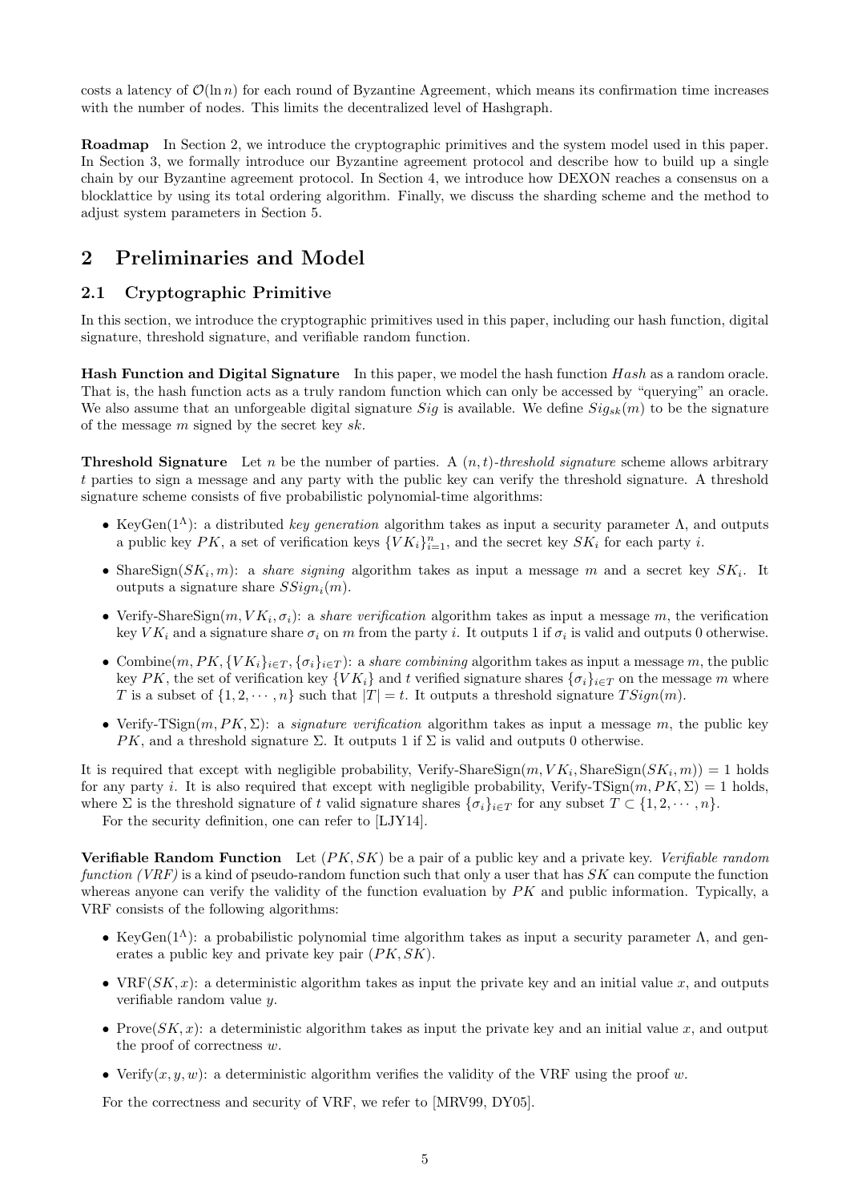costs a latency of $\mathcal{O}(\ln n)$ for each round of Byzantine Agreement, which means its confirmation time increases with the number of nodes. This limits the decentralized level of Hashgraph.

**Roadmap** In Section 2, we introduce the cryptographic primitives and the system model used in this paper. In Section 3, we formally introduce our Byzantine agreement protocol and describe how to build up a single chain by our Byzantine agreement protocol. In Section 4, we introduce how DEXON reaches a consensus on a blocklattice by using its total ordering algorithm. Finally, we discuss the sharding scheme and the method to adjust system parameters in Section 5.

# 2 Preliminaries and Model

## 2.1 Cryptographic Primitive

In this section, we introduce the cryptographic primitives used in this paper, including our hash function, digital signature, threshold signature, and verifiable random function.

**Hash Function and Digital Signature** In this paper, we model the hash function $Hash$ as a random oracle. That is, the hash function acts as a truly random function which can only be accessed by "querying" an oracle. We also assume that an unforgeable digital signature $Sig$ is available. We define $Sig_{sk}(m)$ to be the signature of the message $m$ signed by the secret key $sk$.

**Threshold Signature** Let $n$ be the number of parties. A $(n, t)$-*threshold signature* scheme allows arbitrary $t$ parties to sign a message and any party with the public key can verify the threshold signature. A threshold signature scheme consists of five probabilistic polynomial-time algorithms:

- KeyGen($1^\Lambda$): a distributed *key generation* algorithm takes as input a security parameter $\Lambda$, and outputs a public key $PK$, a set of verification keys $\{VK_i\}_{i=1}^n$, and the secret key $SK_i$ for each party $i$.
- ShareSign($SK_i, m$): a *share signing* algorithm takes as input a message $m$ and a secret key $SK_i$. It outputs a signature share $SSign_i(m)$.
- Verify-ShareSign($m, VK_i, \sigma_i$): a *share verification* algorithm takes as input a message $m$, the verification key $VK_i$ and a signature share $\sigma_i$ on $m$ from the party $i$. It outputs 1 if $\sigma_i$ is valid and outputs 0 otherwise.
- Combine($m, PK, \{VK_i\}_{i\in T}, \{\sigma_i\}_{i\in T}$): a *share combining* algorithm takes as input a message $m$, the public key $PK$, the set of verification key $\{VK_i\}$ and $t$ verified signature shares $\{\sigma_i\}_{i\in T}$ on the message $m$ where $T$ is a subset of $\{1, 2, \cdots, n\}$ such that $|T| = t$. It outputs a threshold signature $TSign(m)$.
- Verify-TSign($m, PK, \Sigma$): a *signature verification* algorithm takes as input a message $m$, the public key $PK$, and a threshold signature $\Sigma$. It outputs 1 if $\Sigma$ is valid and outputs 0 otherwise.

It is required that except with negligible probability, Verify-ShareSign($m, VK_i$, ShareSign($SK_i, m$)) = 1 holds for any party $i$. It is also required that except with negligible probability, Verify-TSign($m, PK, \Sigma$) = 1 holds, where $\Sigma$ is the threshold signature of $t$ valid signature shares $\{\sigma_i\}_{i\in T}$ for any subset $T \subset \{1, 2, \cdots, n\}$.

For the security definition, one can refer to [LJY14].

**Verifiable Random Function** Let $(PK, SK)$ be a pair of a public key and a private key. *Verifiable random function (VRF)* is a kind of pseudo-random function such that only a user that has $SK$ can compute the function whereas anyone can verify the validity of the function evaluation by $PK$ and public information. Typically, a VRF consists of the following algorithms:

- KeyGen($1^\Lambda$): a probabilistic polynomial time algorithm takes as input a security parameter $\Lambda$, and generates a public key and private key pair $(PK, SK)$.
- VRF($SK, x$): a deterministic algorithm takes as input the private key and an initial value $x$, and outputs verifiable random value $y$.
- Prove($SK, x$): a deterministic algorithm takes as input the private key and an initial value $x$, and output the proof of correctness $w$.
- Verify($x, y, w$): a deterministic algorithm verifies the validity of the VRF using the proof $w$.

For the correctness and security of VRF, we refer to [MRV99, DY05].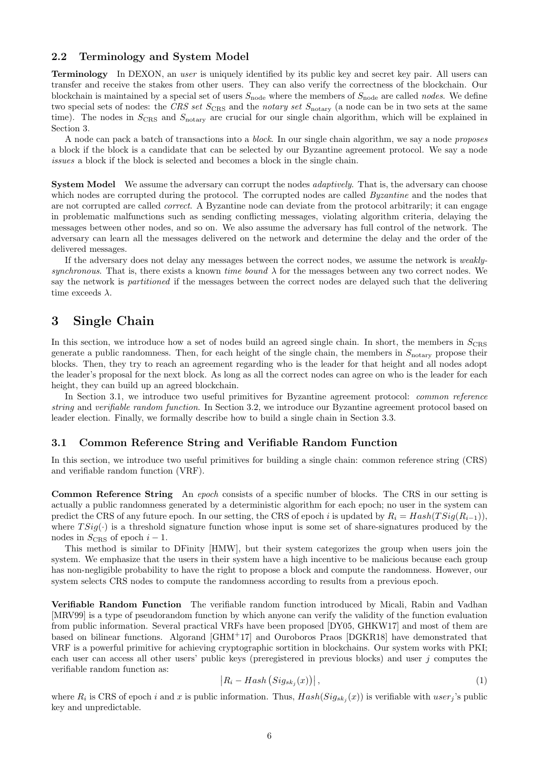### 2.2 Terminology and System Model

**Terminology** In DEXON, an *user* is uniquely identified by its public key and secret key pair. All users can transfer and receive the stakes from other users. They can also verify the correctness of the blockchain. Our blockchain is maintained by a special set of users $S_{\text{node}}$ where the members of $S_{\text{node}}$ are called *nodes*. We define two special sets of nodes: the *CRS set* $S_{\text{CRS}}$ and the *notary set* $S_{\text{notary}}$ (a node can be in two sets at the same time). The nodes in $S_{\text{CRS}}$ and $S_{\text{notary}}$ are crucial for our single chain algorithm, which will be explained in Section 3.

A node can pack a batch of transactions into a *block*. In our single chain algorithm, we say a node *proposes* a block if the block is a candidate that can be selected by our Byzantine agreement protocol. We say a node *issues* a block if the block is selected and becomes a block in the single chain.

**System Model** We assume the adversary can corrupt the nodes *adaptively*. That is, the adversary can choose which nodes are corrupted during the protocol. The corrupted nodes are called *Byzantine* and the nodes that are not corrupted are called *correct*. A Byzantine node can deviate from the protocol arbitrarily; it can engage in problematic malfunctions such as sending conflicting messages, violating algorithm criteria, delaying the messages between other nodes, and so on. We also assume the adversary has full control of the network. The adversary can learn all the messages delivered on the network and determine the delay and the order of the delivered messages.

If the adversary does not delay any messages between the correct nodes, we assume the network is *weakly-synchronous*. That is, there exists a known *time bound* $\lambda$ for the messages between any two correct nodes. We say the network is *partitioned* if the messages between the correct nodes are delayed such that the delivering time exceeds $\lambda$.

# 3 Single Chain

In this section, we introduce how a set of nodes build an agreed single chain. In short, the members in $S_{\text{CRS}}$ generate a public randomness. Then, for each height of the single chain, the members in $S_{\text{notary}}$ propose their blocks. Then, they try to reach an agreement regarding who is the leader for that height and all nodes adopt the leader's proposal for the next block. As long as all the correct nodes can agree on who is the leader for each height, they can build up an agreed blockchain.

In Section 3.1, we introduce two useful primitives for Byzantine agreement protocol: *common reference string* and *verifiable random function*. In Section 3.2, we introduce our Byzantine agreement protocol based on leader election. Finally, we formally describe how to build a single chain in Section 3.3.

### 3.1 Common Reference String and Verifiable Random Function

In this section, we introduce two useful primitives for building a single chain: common reference string (CRS) and verifiable random function (VRF).

**Common Reference String** An *epoch* consists of a specific number of blocks. The CRS in our setting is actually a public randomness generated by a deterministic algorithm for each epoch; no user in the system can predict the CRS of any future epoch. In our setting, the CRS of epoch $i$ is updated by $R_i = Hash(TSig(R_{i-1}))$, where $TSig(\cdot)$ is a threshold signature function whose input is some set of share-signatures produced by the nodes in $S_{\text{CRS}}$ of epoch $i-1$.

This method is similar to DFinity [HMW], but their system categorizes the group when users join the system. We emphasize that the users in their system have a high incentive to be malicious because each group has non-negligible probability to have the right to propose a block and compute the randomness. However, our system selects CRS nodes to compute the randomness according to results from a previous epoch.

**Verifiable Random Function** The verifiable random function introduced by Micali, Rabin and Vadhan [MRV99] is a type of pseudorandom function by which anyone can verify the validity of the function evaluation from public information. Several practical VRFs have been proposed [DY05, GHKW17] and most of them are based on bilinear functions. Algorand [GHM+17] and Ouroboros Praos [DGKR18] have demonstrated that VRF is a powerful primitive for achieving cryptographic sortition in blockchains. Our system works with PKI; each user can access all other users' public keys (preregistered in previous blocks) and user $j$ computes the verifiable random function as:

$$\left|R_i - Hash\left(Sig_{sk_j}(x)\right)\right|, \tag{1}$$

where $R_i$ is CRS of epoch $i$ and $x$ is public information. Thus, $Hash(Sig_{sk_j}(x))$ is verifiable with $user_j$'s public key and unpredictable.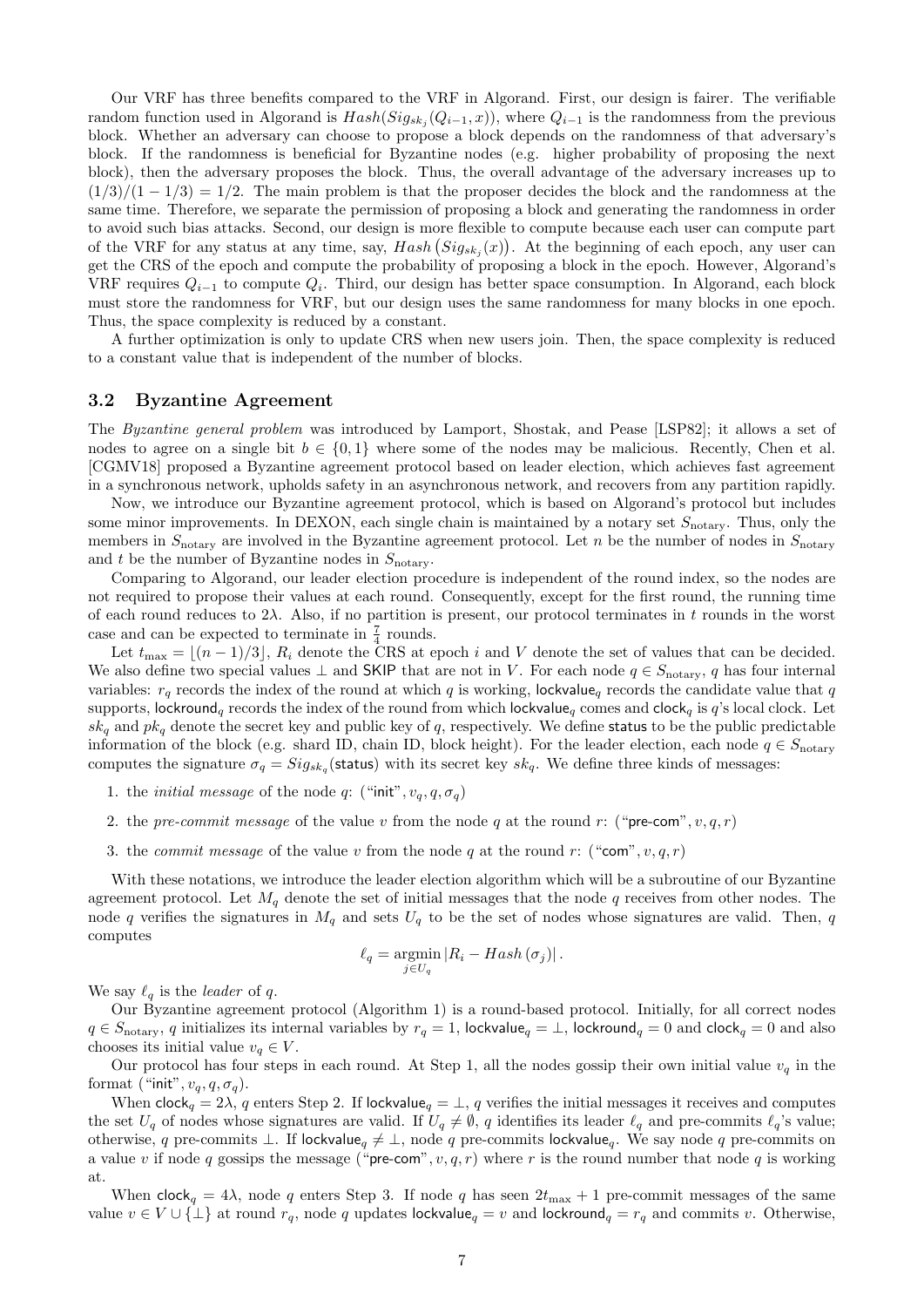Our VRF has three benefits compared to the VRF in Algorand. First, our design is fairer. The verifiable random function used in Algorand is $Hash(Sig_{sk_j}(Q_{i-1}, x))$, where $Q_{i-1}$ is the randomness from the previous block. Whether an adversary can choose to propose a block depends on the randomness of that adversary's block. If the randomness is beneficial for Byzantine nodes (e.g. higher probability of proposing the next block), then the adversary proposes the block. Thus, the overall advantage of the adversary increases up to $(1/3)/(1-1/3) = 1/2$. The main problem is that the proposer decides the block and the randomness at the same time. Therefore, we separate the permission of proposing a block and generating the randomness in order to avoid such bias attacks. Second, our design is more flexible to compute because each user can compute part of the VRF for any status at any time, say, $Hash\left(Sig_{sk_j}(x)\right)$. At the beginning of each epoch, any user can get the CRS of the epoch and compute the probability of proposing a block in the epoch. However, Algorand's VRF requires $Q_{i-1}$ to compute $Q_i$. Third, our design has better space consumption. In Algorand, each block must store the randomness for VRF, but our design uses the same randomness for many blocks in one epoch. Thus, the space complexity is reduced by a constant.

A further optimization is only to update CRS when new users join. Then, the space complexity is reduced to a constant value that is independent of the number of blocks.

### 3.2 Byzantine Agreement

The *Byzantine general problem* was introduced by Lamport, Shostak, and Pease [LSP82]; it allows a set of nodes to agree on a single bit $b \in \{0, 1\}$ where some of the nodes may be malicious. Recently, Chen et al. [CGMV18] proposed a Byzantine agreement protocol based on leader election, which achieves fast agreement in a synchronous network, upholds safety in an asynchronous network, and recovers from any partition rapidly.

Now, we introduce our Byzantine agreement protocol, which is based on Algorand's protocol but includes some minor improvements. In DEXON, each single chain is maintained by a notary set $S_{\text{notary}}$. Thus, only the members in $S_{\text{notary}}$ are involved in the Byzantine agreement protocol. Let $n$ be the number of nodes in $S_{\text{notary}}$ and $t$ be the number of Byzantine nodes in $S_{\text{notary}}$.

Comparing to Algorand, our leader election procedure is independent of the round index, so the nodes are not required to propose their values at each round. Consequently, except for the first round, the running time of each round reduces to $2\lambda$. Also, if no partition is present, our protocol terminates in $t$ rounds in the worst case and can be expected to terminate in $\frac{7}{4}$ rounds.

Let $t_{\max} = \lfloor (n-1)/3 \rfloor$, $R_i$ denote the CRS at epoch $i$ and $V$ denote the set of values that can be decided. We also define two special values $\perp$ and $\mathsf{SKIP}$ that are not in $V$. For each node $q \in S_{\text{notary}}$, $q$ has four internal variables: $r_q$ records the index of the round at which $q$ is working, $\mathsf{lockvalue}_q$ records the candidate value that $q$ supports, $\mathsf{lockround}_q$ records the index of the round from which $\mathsf{lockvalue}_q$ comes and $\mathsf{clock}_q$ is $q$'s local clock. Let $sk_q$ and $pk_q$ denote the secret key and public key of $q$, respectively. We define $\mathsf{status}$ to be the public predictable information of the block (e.g. shard ID, chain ID, block height). For the leader election, each node $q \in S_{\text{notary}}$ computes the signature $\sigma_q = Sig_{sk_q}(\mathsf{status})$ with its secret key $sk_q$. We define three kinds of messages:

1. the *initial message* of the node $q$: ("$\mathsf{init}$", $v_q, q, \sigma_q$)
2. the *pre-commit message* of the value $v$ from the node $q$ at the round $r$: ("$\mathsf{pre\text{-}com}$", $v, q, r$)
3. the *commit message* of the value $v$ from the node $q$ at the round $r$: ("$\mathsf{com}$", $v, q, r$)

With these notations, we introduce the leader election algorithm which will be a subroutine of our Byzantine agreement protocol. Let $M_q$ denote the set of initial messages that the node $q$ receives from other nodes. The node $q$ verifies the signatures in $M_q$ and sets $U_q$ to be the set of nodes whose signatures are valid. Then, $q$ computes

$$\ell_q = \operatorname*{argmin}_{j \in U_q} |R_i - Hash(\sigma_j)|.$$

We say $\ell_q$ is the *leader* of $q$.

Our Byzantine agreement protocol (Algorithm 1) is a round-based protocol. Initially, for all correct nodes $q \in S_{\text{notary}}$, $q$ initializes its internal variables by $r_q = 1$, $\mathsf{lockvalue}_q = \perp$, $\mathsf{lockround}_q = 0$ and $\mathsf{clock}_q = 0$ and also chooses its initial value $v_q \in V$.

Our protocol has four steps in each round. At Step 1, all the nodes gossip their own initial value $v_q$ in the format ("$\mathsf{init}$", $v_q, q, \sigma_q$).

When $\mathsf{clock}_q = 2\lambda$, $q$ enters Step 2. If $\mathsf{lockvalue}_q = \perp$, $q$ verifies the initial messages it receives and computes the set $U_q$ of nodes whose signatures are valid. If $U_q \neq \emptyset$, $q$ identifies its leader $\ell_q$ and pre-commits $\ell_q$'s value; otherwise, $q$ pre-commits $\perp$. If $\mathsf{lockvalue}_q \neq \perp$, node $q$ pre-commits $\mathsf{lockvalue}_q$. We say node $q$ pre-commits on a value $v$ if node $q$ gossips the message ("$\mathsf{pre\text{-}com}$", $v, q, r$) where $r$ is the round number that node $q$ is working at.

When $\mathsf{clock}_q = 4\lambda$, node $q$ enters Step 3. If node $q$ has seen $2t_{\max}+1$ pre-commit messages of the same value $v \in V \cup \{\perp\}$ at round $r_q$, node $q$ updates $\mathsf{lockvalue}_q = v$ and $\mathsf{lockround}_q = r_q$ and commits $v$. Otherwise,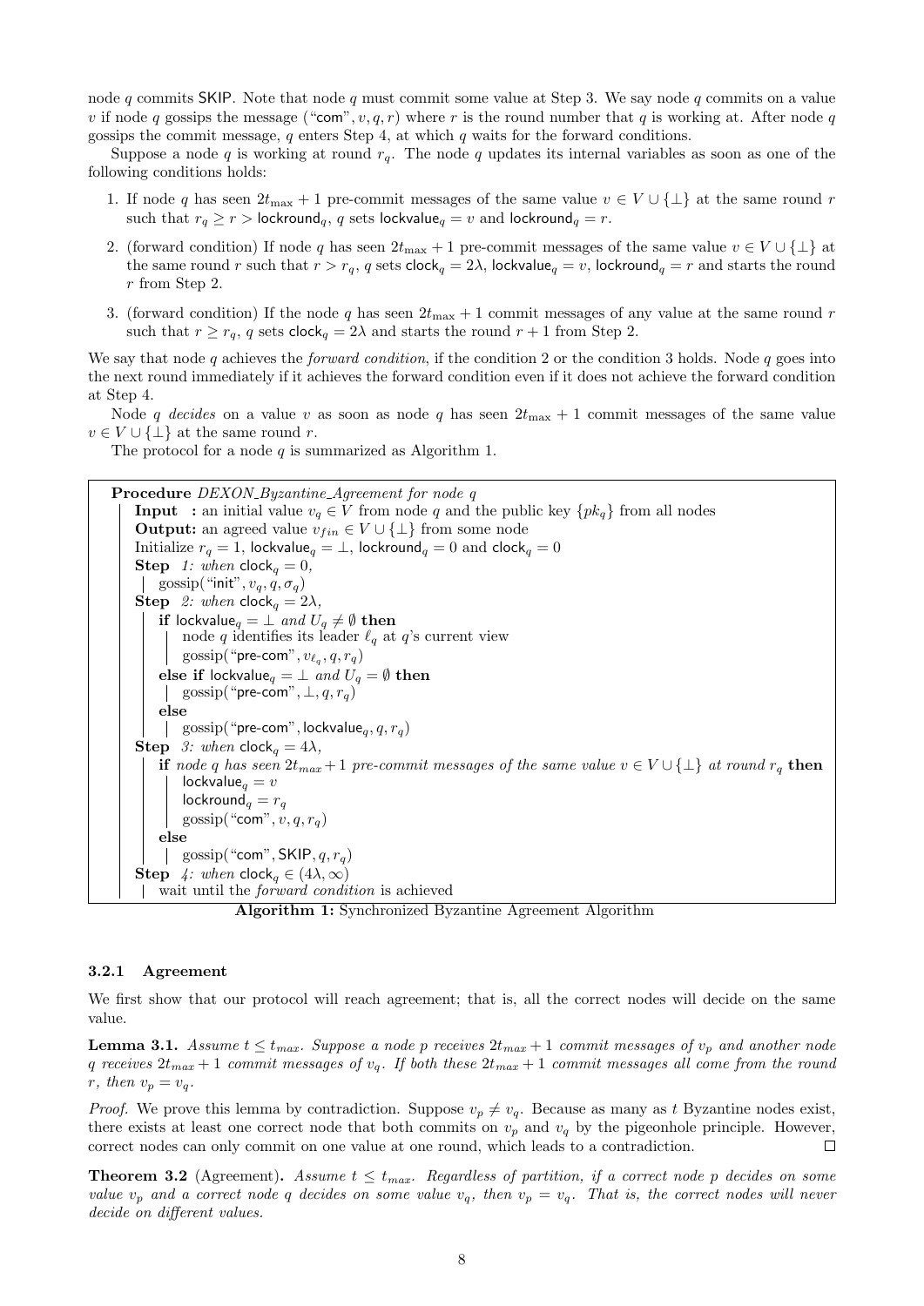node $q$ commits SKIP. Note that node $q$ must commit some value at Step 3. We say node $q$ commits on a value $v$ if node $q$ gossips the message ("com", $v, q, r$) where $r$ is the round number that $q$ is working at. After node $q$ gossips the commit message, $q$ enters Step 4, at which $q$ waits for the forward conditions.

Suppose a node $q$ is working at round $r_q$. The node $q$ updates its internal variables as soon as one of the following conditions holds:

1. If node $q$ has seen $2t_{\max} + 1$ pre-commit messages of the same value $v \in V \cup \{\perp\}$ at the same round $r$ such that $r_q \geq r > \mathsf{lockround}_q$, $q$ sets $\mathsf{lockvalue}_q = v$ and $\mathsf{lockround}_q = r$.
2. (forward condition) If node $q$ has seen $2t_{\max} + 1$ pre-commit messages of the same value $v \in V \cup \{\perp\}$ at the same round $r$ such that $r > r_q$, $q$ sets $\mathsf{clock}_q = 2\lambda$, $\mathsf{lockvalue}_q = v$, $\mathsf{lockround}_q = r$ and starts the round $r$ from Step 2.
3. (forward condition) If the node $q$ has seen $2t_{\max} + 1$ commit messages of any value at the same round $r$ such that $r \geq r_q$, $q$ sets $\mathsf{clock}_q = 2\lambda$ and starts the round $r + 1$ from Step 2.

We say that node $q$ achieves the *forward condition*, if the condition 2 or the condition 3 holds. Node $q$ goes into the next round immediately if it achieves the forward condition even if it does not achieve the forward condition at Step 4.

Node $q$ *decides* on a value $v$ as soon as node $q$ has seen $2t_{\max} + 1$ commit messages of the same value $v \in V \cup \{\perp\}$ at the same round $r$.

The protocol for a node $q$ is summarized as Algorithm 1.

```
Procedure DEXON_Byzantine_Agreement for node q
    Input  : an initial value v_q ∈ V from node q and the public key {pk_q} from all nodes
    Output: an agreed value v_fin ∈ V ∪ {⊥} from some node
    Initialize r_q = 1, lockvalue_q = ⊥, lockround_q = 0 and clock_q = 0
    Step 1: when clock_q = 0,
        gossip("init", v_q, q, σ_q)
    Step 2: when clock_q = 2λ,
        if lockvalue_q = ⊥ and U_q ≠ ∅ then
            node q identifies its leader ℓ_q at q's current view
            gossip("pre-com", v_{ℓ_q}, q, r_q)
        else if lockvalue_q = ⊥ and U_q = ∅ then
            gossip("pre-com", ⊥, q, r_q)
        else
            gossip("pre-com", lockvalue_q, q, r_q)
    Step 3: when clock_q = 4λ,
        if node q has seen 2t_max + 1 pre-commit messages of the same value v ∈ V ∪ {⊥} at round r_q then
            lockvalue_q = v
            lockround_q = r_q
            gossip("com", v, q, r_q)
        else
            gossip("com", SKIP, q, r_q)
    Step 4: when clock_q ∈ (4λ, ∞)
        wait until the forward condition is achieved
```

**Algorithm 1:** Synchronized Byzantine Agreement Algorithm

#### 3.2.1 Agreement

We first show that our protocol will reach agreement; that is, all the correct nodes will decide on the same value.

**Lemma 3.1.** *Assume $t \leq t_{max}$. Suppose a node $p$ receives $2t_{max} + 1$ commit messages of $v_p$ and another node $q$ receives $2t_{max} + 1$ commit messages of $v_q$. If both these $2t_{max} + 1$ commit messages all come from the round $r$, then $v_p = v_q$.*

*Proof.* We prove this lemma by contradiction. Suppose $v_p \neq v_q$. Because as many as $t$ Byzantine nodes exist, there exists at least one correct node that both commits on $v_p$ and $v_q$ by the pigeonhole principle. However, correct nodes can only commit on one value at one round, which leads to a contradiction. $\square$

**Theorem 3.2** (Agreement)**.** *Assume $t \leq t_{max}$. Regardless of partition, if a correct node $p$ decides on some value $v_p$ and a correct node $q$ decides on some value $v_q$, then $v_p = v_q$. That is, the correct nodes will never decide on different values.*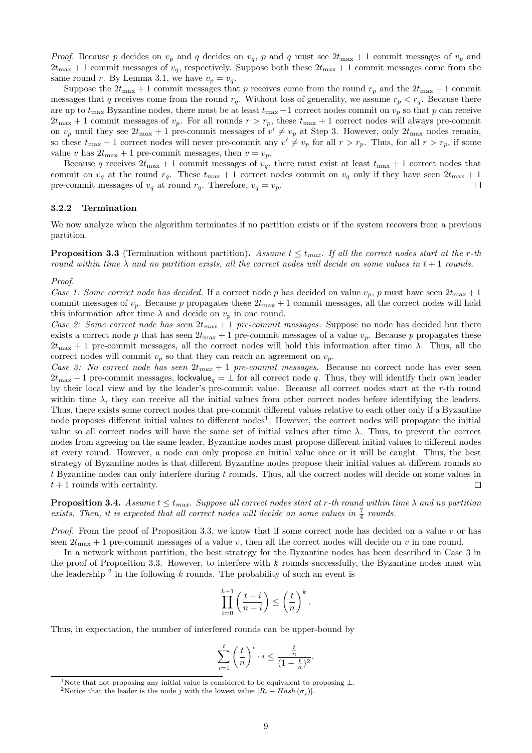*Proof.* Because $p$ decides on $v_p$ and $q$ decides on $v_q$, $p$ and $q$ must see $2t_{\max}+1$ commit messages of $v_p$ and $2t_{\max}+1$ commit messages of $v_q$, respectively. Suppose both these $2t_{\max}+1$ commit messages come from the same round $r$. By Lemma 3.1, we have $v_p = v_q$.

Suppose the $2t_{\max}+1$ commit messages that $p$ receives come from the round $r_p$ and the $2t_{\max}+1$ commit messages that $q$ receives come from the round $r_q$. Without loss of generality, we assume $r_p < r_q$. Because there are up to $t_{\max}$ Byzantine nodes, there must be at least $t_{\max}+1$ correct nodes commit on $v_p$ so that $p$ can receive $2t_{\max}+1$ commit messages of $v_p$. For all rounds $r > r_p$, these $t_{\max}+1$ correct nodes will always pre-commit on $v_p$ until they see $2t_{\max}+1$ pre-commit messages of $v' \neq v_p$ at Step 3. However, only $2t_{\max}$ nodes remain, so these $t_{\max}+1$ correct nodes will never pre-commit any $v' \neq v_p$ for all $r > r_p$. Thus, for all $r > r_p$, if some value $v$ has $2t_{\max}+1$ pre-commit messages, then $v = v_p$.

Because $q$ receives $2t_{\max}+1$ commit messages of $v_q$, there must exist at least $t_{\max}+1$ correct nodes that commit on $v_q$ at the round $r_q$. These $t_{\max}+1$ correct nodes commit on $v_q$ only if they have seen $2t_{\max}+1$ pre-commit messages of $v_q$ at round $r_q$. Therefore, $v_q = v_p$. □

#### 3.2.2 Termination

We now analyze when the algorithm terminates if no partition exists or if the system recovers from a previous partition.

**Proposition 3.3** (Termination without partition)**.** *Assume $t \leq t_{max}$. If all the correct nodes start at the $r$-th round within time $\lambda$ and no partition exists, all the correct nodes will decide on some values in $t+1$ rounds.*

*Proof.*
*Case 1: Some correct node has decided.* If a correct node $p$ has decided on value $v_p$, $p$ must have seen $2t_{\max}+1$ commit messages of $v_p$. Because $p$ propagates these $2t_{\max}+1$ commit messages, all the correct nodes will hold this information after time $\lambda$ and decide on $v_p$ in one round.
*Case 2: Some correct node has seen $2t_{max}+1$ pre-commit messages.* Suppose no node has decided but there exists a correct node $p$ that has seen $2t_{\max}+1$ pre-commit messages of a value $v_p$. Because $p$ propagates these $2t_{\max}+1$ pre-commit messages, all the correct nodes will hold this information after time $\lambda$. Thus, all the correct nodes will commit $v_p$ so that they can reach an agreement on $v_p$.
*Case 3: No correct node has seen $2t_{max}+1$ pre-commit messages.* Because no correct node has ever seen $2t_{\max}+1$ pre-commit messages, $\mathsf{lockvalue}_q = \perp$ for all correct node $q$. Thus, they will identify their own leader by their local view and by the leader's pre-commit value. Because all correct nodes start at the $r$-th round within time $\lambda$, they can receive all the initial values from other correct nodes before identifying the leaders. Thus, there exists some correct nodes that pre-commit different values relative to each other only if a Byzantine node proposes different initial values to different nodes[1]. However, the correct nodes will propagate the initial value so all correct nodes will have the same set of initial values after time $\lambda$. Thus, to prevent the correct nodes from agreeing on the same leader, Byzantine nodes must propose different initial values to different nodes at every round. However, a node can only propose an initial value once or it will be caught. Thus, the best strategy of Byzantine nodes is that different Byzantine nodes propose their initial values at different rounds so $t$ Byzantine nodes can only interfere during $t$ rounds. Thus, all the correct nodes will decide on some values in $t+1$ rounds with certainty. □

**Proposition 3.4.** *Assume $t \leq t_{max}$. Suppose all correct nodes start at $r$-th round within time $\lambda$ and no partition exists. Then, it is expected that all correct nodes will decide on some values in $\frac{7}{4}$ rounds.*

*Proof.* From the proof of Proposition 3.3, we know that if some correct node has decided on a value $v$ or has seen $2t_{\max}+1$ pre-commit messages of a value $v$, then all the correct nodes will decide on $v$ in one round.

In a network without partition, the best strategy for the Byzantine nodes has been described in Case 3 in the proof of Proposition 3.3. However, to interfere with $k$ rounds successfully, the Byzantine nodes must win the leadership [2] in the following $k$ rounds. The probability of such an event is

$$\prod_{i=0}^{k-1}\left(\frac{t-i}{n-i}\right) \leq \left(\frac{t}{n}\right)^k.$$

Thus, in expectation, the number of interfered rounds can be upper-bound by

$$\sum_{i=1}^{t}\left(\frac{t}{n}\right)^i \cdot i \leq \frac{\frac{t}{n}}{(1-\frac{t}{n})^2}.$$

[1] Note that not proposing any initial value is considered to be equivalent to proposing $\perp$.

[2] Notice that the leader is the node $j$ with the lowest value $|R_i - Hash(\sigma_j)|$.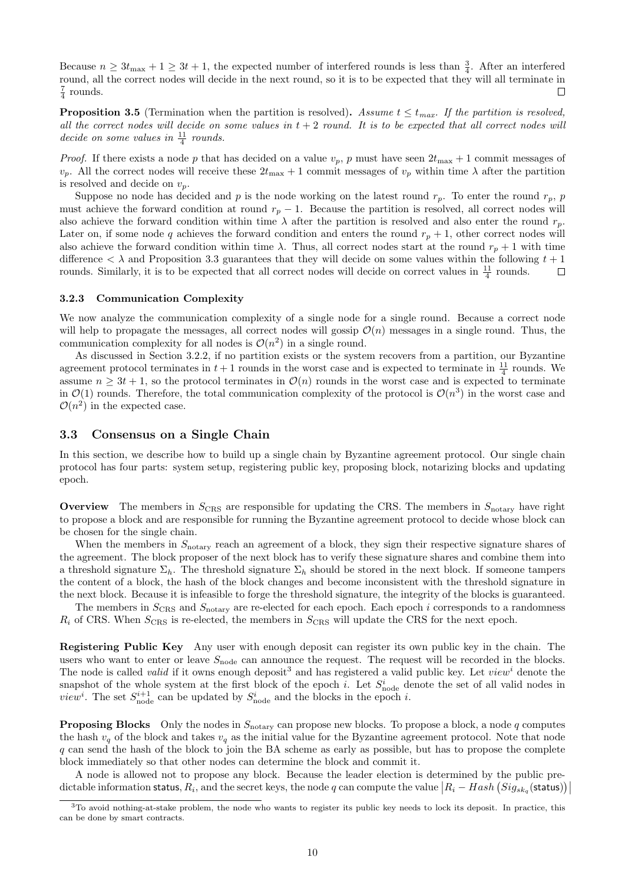Because $n \geq 3t_{\max} + 1 \geq 3t + 1$, the expected number of interfered rounds is less than $\frac{3}{4}$. After an interfered round, all the correct nodes will decide in the next round, so it is to be expected that they will all terminate in $\frac{7}{4}$ rounds. □

**Proposition 3.5** (Termination when the partition is resolved)**.** *Assume $t \leq t_{max}$. If the partition is resolved, all the correct nodes will decide on some values in $t + 2$ round. It is to be expected that all correct nodes will decide on some values in $\frac{11}{4}$ rounds.*

*Proof.* If there exists a node $p$ that has decided on a value $v_p$, $p$ must have seen $2t_{\max} + 1$ commit messages of $v_p$. All the correct nodes will receive these $2t_{\max} + 1$ commit messages of $v_p$ within time $\lambda$ after the partition is resolved and decide on $v_p$.

Suppose no node has decided and $p$ is the node working on the latest round $r_p$. To enter the round $r_p$, $p$ must achieve the forward condition at round $r_p - 1$. Because the partition is resolved, all correct nodes will also achieve the forward condition within time $\lambda$ after the partition is resolved and also enter the round $r_p$. Later on, if some node $q$ achieves the forward condition and enters the round $r_p + 1$, other correct nodes will also achieve the forward condition within time $\lambda$. Thus, all correct nodes start at the round $r_p + 1$ with time difference $< \lambda$ and Proposition 3.3 guarantees that they will decide on some values within the following $t + 1$ rounds. Similarly, it is to be expected that all correct nodes will decide on correct values in $\frac{11}{4}$ rounds. □

#### 3.2.3 Communication Complexity

We now analyze the communication complexity of a single node for a single round. Because a correct node will help to propagate the messages, all correct nodes will gossip $\mathcal{O}(n)$ messages in a single round. Thus, the communication complexity for all nodes is $\mathcal{O}(n^2)$ in a single round.

As discussed in Section 3.2.2, if no partition exists or the system recovers from a partition, our Byzantine agreement protocol terminates in $t + 1$ rounds in the worst case and is expected to terminate in $\frac{11}{4}$ rounds. We assume $n \geq 3t + 1$, so the protocol terminates in $\mathcal{O}(n)$ rounds in the worst case and is expected to terminate in $\mathcal{O}(1)$ rounds. Therefore, the total communication complexity of the protocol is $\mathcal{O}(n^3)$ in the worst case and $\mathcal{O}(n^2)$ in the expected case.

### 3.3 Consensus on a Single Chain

In this section, we describe how to build up a single chain by Byzantine agreement protocol. Our single chain protocol has four parts: system setup, registering public key, proposing block, notarizing blocks and updating epoch.

**Overview** The members in $S_{\text{CRS}}$ are responsible for updating the CRS. The members in $S_{\text{notary}}$ have right to propose a block and are responsible for running the Byzantine agreement protocol to decide whose block can be chosen for the single chain.

When the members in $S_{\text{notary}}$ reach an agreement of a block, they sign their respective signature shares of the agreement. The block proposer of the next block has to verify these signature shares and combine them into a threshold signature $\Sigma_h$. The threshold signature $\Sigma_h$ should be stored in the next block. If someone tampers the content of a block, the hash of the block changes and become inconsistent with the threshold signature in the next block. Because it is infeasible to forge the threshold signature, the integrity of the blocks is guaranteed.

The members in $S_{\text{CRS}}$ and $S_{\text{notary}}$ are re-elected for each epoch. Each epoch $i$ corresponds to a randomness $R_i$ of CRS. When $S_{\text{CRS}}$ is re-elected, the members in $S_{\text{CRS}}$ will update the CRS for the next epoch.

**Registering Public Key** Any user with enough deposit can register its own public key in the chain. The users who want to enter or leave $S_{\text{node}}$ can announce the request. The request will be recorded in the blocks. The node is called *valid* if it owns enough deposit[3] and has registered a valid public key. Let $view^i$ denote the snapshot of the whole system at the first block of the epoch $i$. Let $S^i_{\text{node}}$ denote the set of all valid nodes in $view^i$. The set $S^{i+1}_{\text{node}}$ can be updated by $S^i_{\text{node}}$ and the blocks in the epoch $i$.

**Proposing Blocks** Only the nodes in $S_{\text{notary}}$ can propose new blocks. To propose a block, a node $q$ computes the hash $v_q$ of the block and takes $v_q$ as the initial value for the Byzantine agreement protocol. Note that node $q$ can send the hash of the block to join the BA scheme as early as possible, but has to propose the complete block immediately so that other nodes can determine the block and commit it.

A node is allowed not to propose any block. Because the leader election is determined by the public predictable information $\mathsf{status}$, $R_i$, and the secret keys, the node $q$ can compute the value $\left|R_i - Hash\left(Sig_{sk_q}(\mathsf{status})\right)\right|$

[3] To avoid nothing-at-stake problem, the node who wants to register its public key needs to lock its deposit. In practice, this can be done by smart contracts.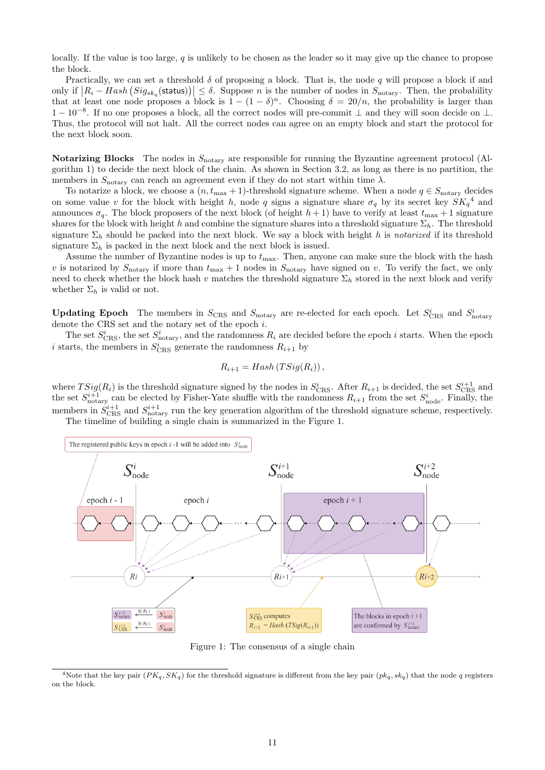locally. If the value is too large, $q$ is unlikely to be chosen as the leader so it may give up the chance to propose the block.

Practically, we can set a threshold $\delta$ of proposing a block. That is, the node $q$ will propose a block if and only if $\left|R_i - Hash\left(Sig_{sk_q}(\mathsf{status})\right)\right| \leq \delta$. Suppose $n$ is the number of nodes in $S_{\text{notary}}$. Then, the probability that at least one node proposes a block is $1-(1-\delta)^n$. Choosing $\delta = 20/n$, the probability is larger than $1-10^{-8}$. If no one proposes a block, all the correct nodes will pre-commit $\bot$ and they will soon decide on $\bot$. Thus, the protocol will not halt. All the correct nodes can agree on an empty block and start the protocol for the next block soon.

**Notarizing Blocks** The nodes in $S_{\text{notary}}$ are responsible for running the Byzantine agreement protocol (Algorithm 1) to decide the next block of the chain. As shown in Section 3.2, as long as there is no partition, the members in $S_{\text{notary}}$ can reach an agreement even if they do not start within time $\lambda$.

To notarize a block, we choose a $(n, t_{\max}+1)$-threshold signature scheme. When a node $q \in S_{\text{notary}}$ decides on some value $v$ for the block with height $h$, node $q$ signs a signature share $\sigma_q$ by its secret key $SK_q$[4] and announces $\sigma_q$. The block proposers of the next block (of height $h+1$) have to verify at least $t_{\max}+1$ signature shares for the block with height $h$ and combine the signature shares into a threshold signature $\Sigma_h$. The threshold signature $\Sigma_h$ should be packed into the next block. We say a block with height $h$ is *notarized* if its threshold signature $\Sigma_h$ is packed in the next block and the next block is issued.

Assume the number of Byzantine nodes is up to $t_{\max}$. Then, anyone can make sure the block with the hash $v$ is notarized by $S_{\text{notary}}$ if more than $t_{\max}+1$ nodes in $S_{\text{notary}}$ have signed on $v$. To verify the fact, we only need to check whether the block hash $v$ matches the threshold signature $\Sigma_h$ stored in the next block and verify whether $\Sigma_h$ is valid or not.

**Updating Epoch** The members in $S_{\text{CRS}}$ and $S_{\text{notary}}$ are re-elected for each epoch. Let $S^i_{\text{CRS}}$ and $S^i_{\text{notary}}$ denote the CRS set and the notary set of the epoch $i$.

The set $S^i_{\text{CRS}}$, the set $S^i_{\text{notary}}$, and the randomness $R_i$ are decided before the epoch $i$ starts. When the epoch $i$ starts, the members in $S^i_{\text{CRS}}$ generate the randomness $R_{i+1}$ by

$$R_{i+1} = Hash\left(TSig(R_i)\right),$$

where $TSig(R_i)$ is the threshold signature signed by the nodes in $S^i_{\text{CRS}}$. After $R_{i+1}$ is decided, the set $S^{i+1}_{\text{CRS}}$ and the set $S^{i+1}_{\text{notary}}$ can be elected by Fisher-Yate shuffle with the randomness $R_{i+1}$ from the set $S^i_{\text{node}}$. Finally, the members in $S^{i+1}_{\text{CRS}}$ and $S^{i+1}_{\text{notary}}$ run the key generation algorithm of the threshold signature scheme, respectively.

The timeline of building a single chain is summarized in the Figure 1.

Figure 1: The consensus of a single chain

[4] Note that the key pair $(PK_q, SK_q)$ for the threshold signature is different from the key pair $(pk_q, sk_q)$ that the node $q$ registers on the block.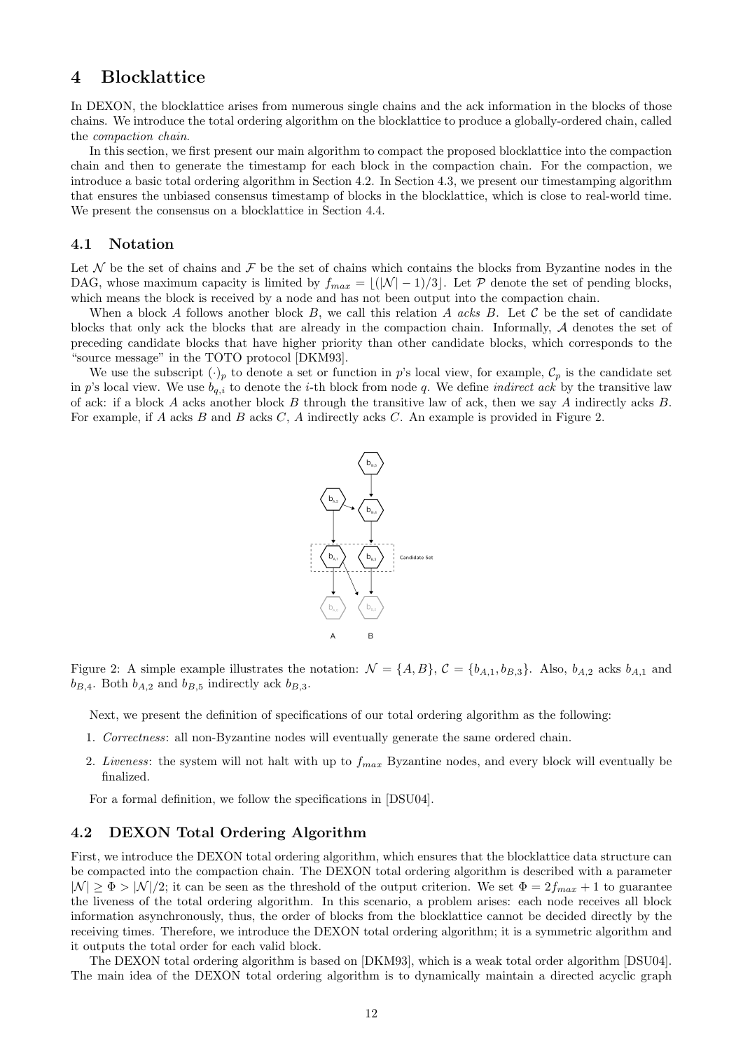# 4 Blocklattice

In DEXON, the blocklattice arises from numerous single chains and the ack information in the blocks of those chains. We introduce the total ordering algorithm on the blocklattice to produce a globally-ordered chain, called the *compaction chain*.

In this section, we first present our main algorithm to compact the proposed blocklattice into the compaction chain and then to generate the timestamp for each block in the compaction chain. For the compaction, we introduce a basic total ordering algorithm in Section 4.2. In Section 4.3, we present our timestamping algorithm that ensures the unbiased consensus timestamp of blocks in the blocklattice, which is close to real-world time. We present the consensus on a blocklattice in Section 4.4.

## 4.1 Notation

Let $\mathcal{N}$ be the set of chains and $\mathcal{F}$ be the set of chains which contains the blocks from Byzantine nodes in the DAG, whose maximum capacity is limited by $f_{max} = \lfloor(|\mathcal{N}| - 1)/3\rfloor$. Let $\mathcal{P}$ denote the set of pending blocks, which means the block is received by a node and has not been output into the compaction chain.

When a block $A$ follows another block $B$, we call this relation $A$ *acks* $B$. Let $\mathcal{C}$ be the set of candidate blocks that only ack the blocks that are already in the compaction chain. Informally, $\mathcal{A}$ denotes the set of preceding candidate blocks that have higher priority than other candidate blocks, which corresponds to the "source message" in the TOTO protocol [DKM93].

We use the subscript $(\cdot)_p$ to denote a set or function in $p$'s local view, for example, $\mathcal{C}_p$ is the candidate set in $p$'s local view. We use $b_{q,i}$ to denote the $i$-th block from node $q$. We define *indirect ack* by the transitive law of ack: if a block $A$ acks another block $B$ through the transitive law of ack, then we say $A$ indirectly acks $B$. For example, if $A$ acks $B$ and $B$ acks $C$, $A$ indirectly acks $C$. An example is provided in Figure 2.

Figure 2: A simple example illustrates the notation: $\mathcal{N} = \{A, B\}$, $\mathcal{C} = \{b_{A,1}, b_{B,3}\}$. Also, $b_{A,2}$ acks $b_{A,1}$ and $b_{B,4}$. Both $b_{A,2}$ and $b_{B,5}$ indirectly ack $b_{B,3}$.

Next, we present the definition of specifications of our total ordering algorithm as the following:

1. *Correctness*: all non-Byzantine nodes will eventually generate the same ordered chain.
2. *Liveness*: the system will not halt with up to $f_{max}$ Byzantine nodes, and every block will eventually be finalized.

For a formal definition, we follow the specifications in [DSU04].

## 4.2 DEXON Total Ordering Algorithm

First, we introduce the DEXON total ordering algorithm, which ensures that the blocklattice data structure can be compacted into the compaction chain. The DEXON total ordering algorithm is described with a parameter $|\mathcal{N}| \geq \Phi > |\mathcal{N}|/2$; it can be seen as the threshold of the output criterion. We set $\Phi = 2f_{max} + 1$ to guarantee the liveness of the total ordering algorithm. In this scenario, a problem arises: each node receives all block information asynchronously, thus, the order of blocks from the blocklattice cannot be decided directly by the receiving times. Therefore, we introduce the DEXON total ordering algorithm; it is a symmetric algorithm and it outputs the total order for each valid block.

The DEXON total ordering algorithm is based on [DKM93], which is a weak total order algorithm [DSU04]. The main idea of the DEXON total ordering algorithm is to dynamically maintain a directed acyclic graph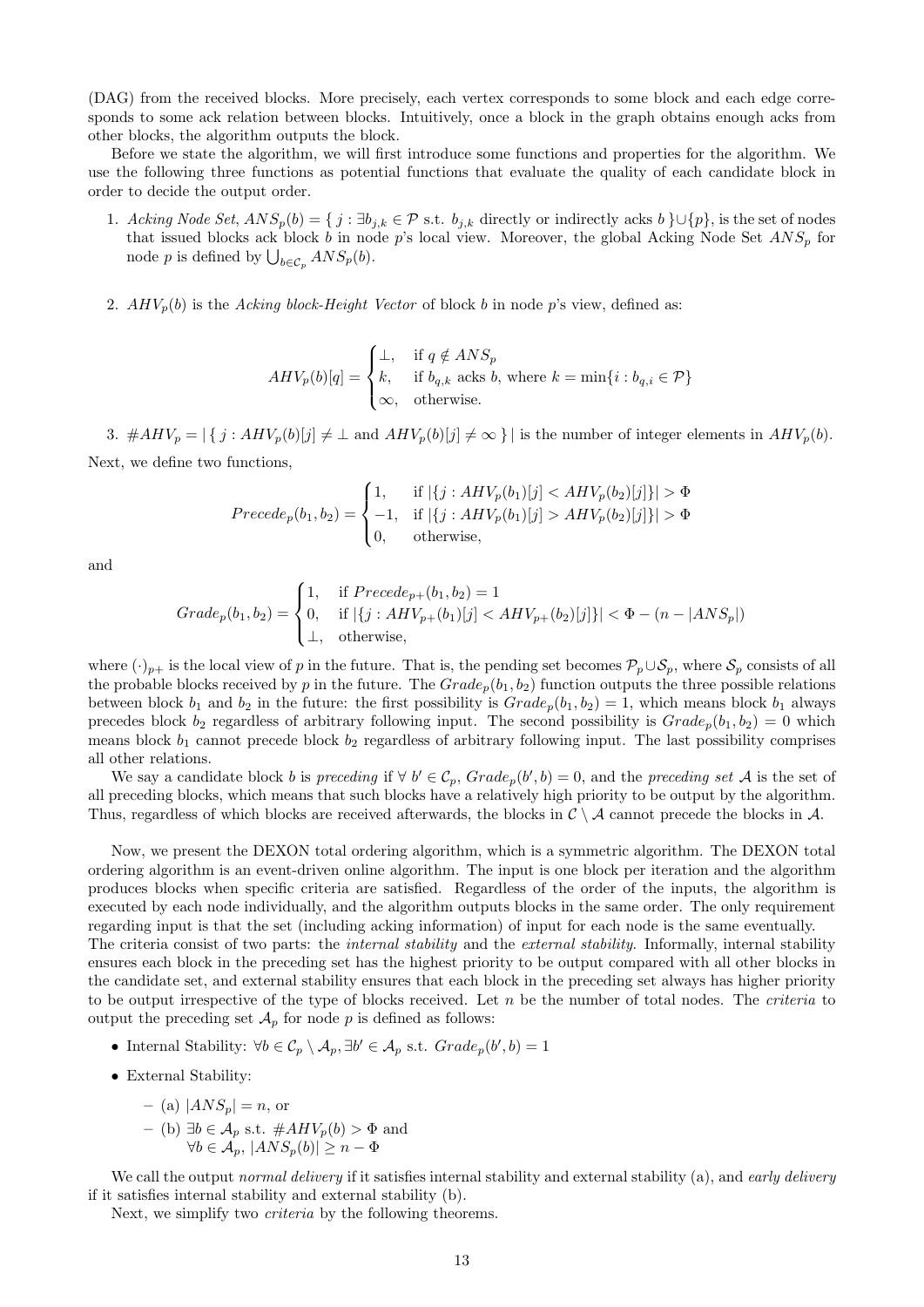(DAG) from the received blocks. More precisely, each vertex corresponds to some block and each edge corresponds to some ack relation between blocks. Intuitively, once a block in the graph obtains enough acks from other blocks, the algorithm outputs the block.

Before we state the algorithm, we will first introduce some functions and properties for the algorithm. We use the following three functions as potential functions that evaluate the quality of each candidate block in order to decide the output order.

1. *Acking Node Set*, $ANS_p(b) = \{\, j : \exists b_{j,k} \in \mathcal{P}$ s.t. $b_{j,k}$ directly or indirectly acks $b \,\} \cup \{p\}$, is the set of nodes that issued blocks ack block $b$ in node $p$'s local view. Moreover, the global Acking Node Set $ANS_p$ for node $p$ is defined by $\bigcup_{b \in \mathcal{C}_p} ANS_p(b)$.

2. $AHV_p(b)$ is the *Acking block-Height Vector* of block $b$ in node $p$'s view, defined as:

$$AHV_p(b)[q] = \begin{cases} \bot, & \text{if } q \notin ANS_p \\ k, & \text{if } b_{q,k} \text{ acks } b, \text{ where } k = \min\{i : b_{q,i} \in \mathcal{P}\} \\ \infty, & \text{otherwise.} \end{cases}$$

3. $\#AHV_p = |\,\{\, j : AHV_p(b)[j] \neq \bot \text{ and } AHV_p(b)[j] \neq \infty \,\}\,|$ is the number of integer elements in $AHV_p(b)$.

Next, we define two functions,

$$Precede_p(b_1, b_2) = \begin{cases} 1, & \text{if } |\{j : AHV_p(b_1)[j] < AHV_p(b_2)[j]\}| > \Phi \\ -1, & \text{if } |\{j : AHV_p(b_1)[j] > AHV_p(b_2)[j]\}| > \Phi \\ 0, & \text{otherwise,} \end{cases}$$

and

$$Grade_p(b_1, b_2) = \begin{cases} 1, & \text{if } Precede_{p+}(b_1, b_2) = 1 \\ 0, & \text{if } |\{j : AHV_{p+}(b_1)[j] < AHV_{p+}(b_2)[j]\}| < \Phi - (n - |ANS_p|) \\ \bot, & \text{otherwise,} \end{cases}$$

where $(\cdot)_{p+}$ is the local view of $p$ in the future. That is, the pending set becomes $\mathcal{P}_p \cup \mathcal{S}_p$, where $\mathcal{S}_p$ consists of all the probable blocks received by $p$ in the future. The $Grade_p(b_1, b_2)$ function outputs the three possible relations between block $b_1$ and $b_2$ in the future: the first possibility is $Grade_p(b_1, b_2) = 1$, which means block $b_1$ always precedes block $b_2$ regardless of arbitrary following input. The second possibility is $Grade_p(b_1, b_2) = 0$ which means block $b_1$ cannot precede block $b_2$ regardless of arbitrary following input. The last possibility comprises all other relations.

We say a candidate block $b$ is *preceding* if $\forall\, b' \in \mathcal{C}_p$, $Grade_p(b', b) = 0$, and the *preceding set* $\mathcal{A}$ is the set of all preceding blocks, which means that such blocks have a relatively high priority to be output by the algorithm. Thus, regardless of which blocks are received afterwards, the blocks in $\mathcal{C} \setminus \mathcal{A}$ cannot precede the blocks in $\mathcal{A}$.

Now, we present the DEXON total ordering algorithm, which is a symmetric algorithm. The DEXON total ordering algorithm is an event-driven online algorithm. The input is one block per iteration and the algorithm produces blocks when specific criteria are satisfied. Regardless of the order of the inputs, the algorithm is executed by each node individually, and the algorithm outputs blocks in the same order. The only requirement regarding input is that the set (including acking information) of input for each node is the same eventually.
The criteria consist of two parts: the *internal stability* and the *external stability*. Informally, internal stability ensures each block in the preceding set has the highest priority to be output compared with all other blocks in the candidate set, and external stability ensures that each block in the preceding set always has higher priority to be output irrespective of the type of blocks received. Let $n$ be the number of total nodes. The *criteria* to output the preceding set $\mathcal{A}_p$ for node $p$ is defined as follows:

- Internal Stability: $\forall b \in \mathcal{C}_p \setminus \mathcal{A}_p, \exists b' \in \mathcal{A}_p$ s.t. $Grade_p(b', b) = 1$
- External Stability:
  - (a) $|ANS_p| = n$, or
  - (b) $\exists b \in \mathcal{A}_p$ s.t. $\#AHV_p(b) > \Phi$ and
    $\forall b \in \mathcal{A}_p$, $|ANS_p(b)| \geq n - \Phi$

We call the output *normal delivery* if it satisfies internal stability and external stability (a), and *early delivery* if it satisfies internal stability and external stability (b).

Next, we simplify two *criteria* by the following theorems.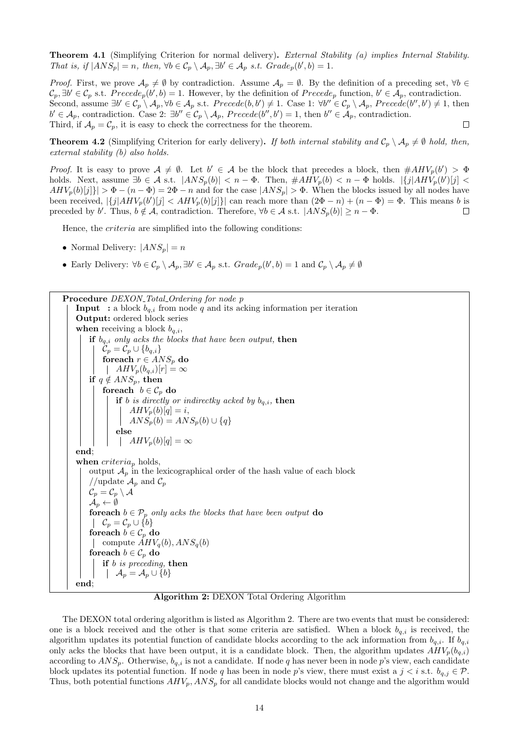**Theorem 4.1** (Simplifying Criterion for normal delivery)**.** *External Stability (a) implies Internal Stability. That is, if $|ANS_p| = n$, then, $\forall b \in \mathcal{C}_p \setminus \mathcal{A}_p, \exists b' \in \mathcal{A}_p$ s.t. $Grade_p(b', b) = 1$.*

*Proof.* First, we prove $\mathcal{A}_p \neq \emptyset$ by contradiction. Assume $\mathcal{A}_p = \emptyset$. By the definition of a preceding set, $\forall b \in \mathcal{C}_p, \exists b' \in \mathcal{C}_p$ s.t. $Precede_p(b', b) = 1$. However, by the definition of $Precede_p$ function, $b' \in \mathcal{A}_p$, contradiction. Second, assume $\exists b' \in \mathcal{C}_p \setminus \mathcal{A}_p, \forall b \in \mathcal{A}_p$ s.t. $Precede(b, b') \neq 1$. Case 1: $\forall b'' \in \mathcal{C}_p \setminus \mathcal{A}_p$, $Precede(b'', b') \neq 1$, then $b' \in \mathcal{A}_p$, contradiction. Case 2: $\exists b'' \in \mathcal{C}_p \setminus \mathcal{A}_p$, $Precede(b'', b') = 1$, then $b'' \in \mathcal{A}_p$, contradiction. Third, if $\mathcal{A}_p = \mathcal{C}_p$, it is easy to check the correctness for the theorem. $\square$

**Theorem 4.2** (Simplifying Criterion for early delivery)**.** *If both internal stability and $\mathcal{C}_p \setminus \mathcal{A}_p \neq \emptyset$ hold, then, external stability (b) also holds.*

*Proof.* It is easy to prove $\mathcal{A} \neq \emptyset$. Let $b' \in \mathcal{A}$ be the block that precedes a block, then $\#AHV_p(b') > \Phi$ holds. Next, assume $\exists b \in \mathcal{A}$ s.t. $|ANS_p(b)| < n - \Phi$. Then, $\#AHV_p(b) < n - \Phi$ holds. $|\{j | AHV_p(b')[j] < AHV_p(b)[j]\}| > \Phi - (n - \Phi) = 2\Phi - n$ and for the case $|ANS_p| > \Phi$. When the blocks issued by all nodes have been received, $|\{j | AHV_p(b')[j] < AHV_p(b)[j]\}|$ can reach more than $(2\Phi - n) + (n - \Phi) = \Phi$. This means $b$ is preceded by $b'$. Thus, $b \notin \mathcal{A}$, contradiction. Therefore, $\forall b \in \mathcal{A}$ s.t. $|ANS_p(b)| \geq n - \Phi$. $\square$

Hence, the *criteria* are simplified into the following conditions:

- Normal Delivery: $|ANS_p| = n$
- Early Delivery: $\forall b \in \mathcal{C}_p \setminus \mathcal{A}_p, \exists b' \in \mathcal{A}_p$ s.t. $Grade_p(b', b) = 1$ and $\mathcal{C}_p \setminus \mathcal{A}_p \neq \emptyset$

```
Procedure DEXON_Total_Ordering for node p
    Input  : a block b_{q,i} from node q and its acking information per iteration
    Output: ordered block series
    when receiving a block b_{q,i},
        if b_{q,i} only acks the blocks that have been output, then
            C_p = C_p ∪ {b_{q,i}}
            foreach r ∈ ANS_p do
                AHV_p(b_{q,i})[r] = ∞
        if q ∉ ANS_p, then
            foreach b ∈ C_p do
                if b is directly or indirectky acked by b_{q,i}, then
                    AHV_p(b)[q] = i,
                    ANS_p(b) = ANS_p(b) ∪ {q}
                else
                    AHV_p(b)[q] = ∞
    end;
    when criteria_p holds,
        output A_p in the lexicographical order of the hash value of each block
        //update A_p and C_p
        C_p = C_p \ A
        A_p ← ∅
        foreach b ∈ P_p only acks the blocks that have been output do
            C_p = C_p ∪ {b}
        foreach b ∈ C_p do
            compute AHV_q(b), ANS_q(b)
        foreach b ∈ C_p do
            if b is preceding, then
                A_p = A_p ∪ {b}
    end;
```

**Algorithm 2:** DEXON Total Ordering Algorithm

The DEXON total ordering algorithm is listed as Algorithm 2. There are two events that must be considered: one is a block received and the other is that some criteria are satisfied. When a block $b_{q,i}$ is received, the algorithm updates its potential function of candidate blocks according to the ack information from $b_{q,i}$. If $b_{q,i}$ only acks the blocks that have been output, it is a candidate block. Then, the algorithm updates $AHV_p(b_{q,i})$ according to $ANS_p$. Otherwise, $b_{q,i}$ is not a candidate. If node $q$ has never been in node $p$'s view, each candidate block updates its potential function. If node $q$ has been in node $p$'s view, there must exist a $j < i$ s.t. $b_{q,j} \in \mathcal{P}$. Thus, both potential functions $AHV_p, ANS_p$ for all candidate blocks would not change and the algorithm would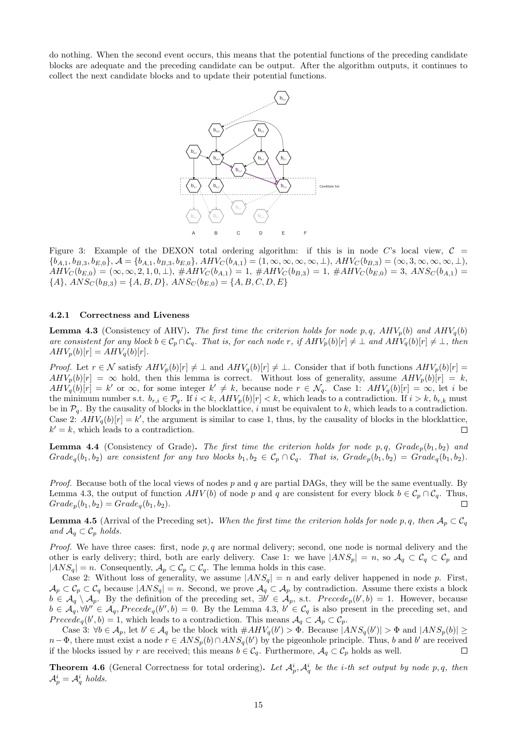do nothing. When the second event occurs, this means that the potential functions of the preceding candidate blocks are adequate and the preceding candidate can be output. After the algorithm outputs, it continues to collect the next candidate blocks and to update their potential functions.

Figure 3: Example of the DEXON total ordering algorithm: if this is in node $C$'s local view, $\mathcal{C} = \{b_{A,1}, b_{B,3}, b_{E,0}\}$, $\mathcal{A} = \{b_{A,1}, b_{B,3}, b_{E,0}\}$, $AHV_C(b_{A,1}) = (1, \infty, \infty, \infty, \infty, \perp)$, $AHV_C(b_{B,3}) = (\infty, 3, \infty, \infty, \infty, \perp)$, $AHV_C(b_{E,0}) = (\infty, \infty, 2, 1, 0, \perp)$, $\#AHV_C(b_{A,1}) = 1$, $\#AHV_C(b_{B,3}) = 1$, $\#AHV_C(b_{E,0}) = 3$, $ANS_C(b_{A,1}) = \{A\}$, $ANS_C(b_{B,3}) = \{A, B, D\}$, $ANS_C(b_{E,0}) = \{A, B, C, D, E\}$

#### 4.2.1 Correctness and Liveness

**Lemma 4.3** (Consistency of AHV)**.** *The first time the criterion holds for node $p, q$, $AHV_p(b)$ and $AHV_q(b)$ are consistent for any block $b \in \mathcal{C}_p \cap \mathcal{C}_q$. That is, for each node $r$, if $AHV_p(b)[r] \neq \perp$ and $AHV_q(b)[r] \neq \perp$, then $AHV_p(b)[r] = AHV_q(b)[r]$.*

*Proof.* Let $r \in \mathcal{N}$ satisfy $AHV_p(b)[r] \neq \perp$ and $AHV_q(b)[r] \neq \perp$. Consider that if both functions $AHV_p(b)[r] = AHV_p(b)[r] = \infty$ hold, then this lemma is correct. Without loss of generality, assume $AHV_p(b)[r] = k$, $AHV_q(b)[r] = k'$ or $\infty$, for some integer $k' \neq k$, because node $r \in \mathcal{N}_q$. Case 1: $AHV_q(b)[r] = \infty$, let $i$ be the minimum number s.t. $b_{r,i} \in \mathcal{P}_q$. If $i < k$, $AHV_p(b)[r] < k$, which leads to a contradiction. If $i > k$, $b_{r,k}$ must be in $\mathcal{P}_q$. By the causality of blocks in the blocklattice, $i$ must be equivalent to $k$, which leads to a contradiction. Case 2: $AHV_q(b)[r] = k'$, the argument is similar to case 1, thus, by the causality of blocks in the blocklattice, $k' = k$, which leads to a contradiction. ◻

**Lemma 4.4** (Consistency of Grade)**.** *The first time the criterion holds for node $p, q$, $Grade_p(b_1, b_2)$ and $Grade_q(b_1, b_2)$ are consistent for any two blocks $b_1, b_2 \in \mathcal{C}_p \cap \mathcal{C}_q$. That is, $Grade_p(b_1, b_2) = Grade_q(b_1, b_2)$.*

*Proof.* Because both of the local views of nodes $p$ and $q$ are partial DAGs, they will be the same eventually. By Lemma 4.3, the output of function $AHV(b)$ of node $p$ and $q$ are consistent for every block $b \in \mathcal{C}_p \cap \mathcal{C}_q$. Thus, $Grade_p(b_1, b_2) = Grade_q(b_1, b_2)$. ◻

**Lemma 4.5** (Arrival of the Preceding set)**.** *When the first time the criterion holds for node $p, q$, then $\mathcal{A}_p \subset \mathcal{C}_q$ and $\mathcal{A}_q \subset \mathcal{C}_p$ holds.*

*Proof.* We have three cases: first, node $p, q$ are normal delivery; second, one node is normal delivery and the other is early delivery; third, both are early delivery. Case 1: we have $|ANS_p| = n$, so $\mathcal{A}_q \subset \mathcal{C}_q \subset \mathcal{C}_p$ and $|ANS_q| = n$. Consequently, $\mathcal{A}_p \subset \mathcal{C}_p \subset \mathcal{C}_q$. The lemma holds in this case.

Case 2: Without loss of generality, we assume $|ANS_q| = n$ and early deliver happened in node $p$. First, $\mathcal{A}_p \subset \mathcal{C}_p \subset \mathcal{C}_q$ because $|ANS_q| = n$. Second, we prove $\mathcal{A}_q \subset \mathcal{A}_p$ by contradiction. Assume there exists a block $b \in \mathcal{A}_q \setminus \mathcal{A}_p$. By the definition of the preceding set, $\exists b' \in \mathcal{A}_p$, s.t. $Precede_p(b', b) = 1$. However, because $b \in \mathcal{A}_q, \forall b'' \in \mathcal{A}_q, Precede_q(b'', b) = 0$. By the Lemma 4.3, $b' \in \mathcal{C}_q$ is also present in the preceding set, and $Precede_q(b', b) = 1$, which leads to a contradiction. This means $\mathcal{A}_q \subset \mathcal{A}_p \subset \mathcal{C}_p$.

Case 3: $\forall b \in \mathcal{A}_p$, let $b' \in \mathcal{A}_q$ be the block with $\#AHV_q(b') > \Phi$. Because $|ANS_q(b')| > \Phi$ and $|ANS_p(b)| \geq n - \Phi$, there must exist a node $r \in ANS_p(b) \cap ANS_q(b')$ by the pigeonhole principle. Thus, $b$ and $b'$ are received if the blocks issued by $r$ are received; this means $b \in \mathcal{C}_q$. Furthermore, $\mathcal{A}_q \subset \mathcal{C}_p$ holds as well. ◻

**Theorem 4.6** (General Correctness for total ordering)**.** *Let $\mathcal{A}_p^i, \mathcal{A}_q^i$ be the $i$-th set output by node $p, q$, then $\mathcal{A}_p^i = \mathcal{A}_q^i$ holds.*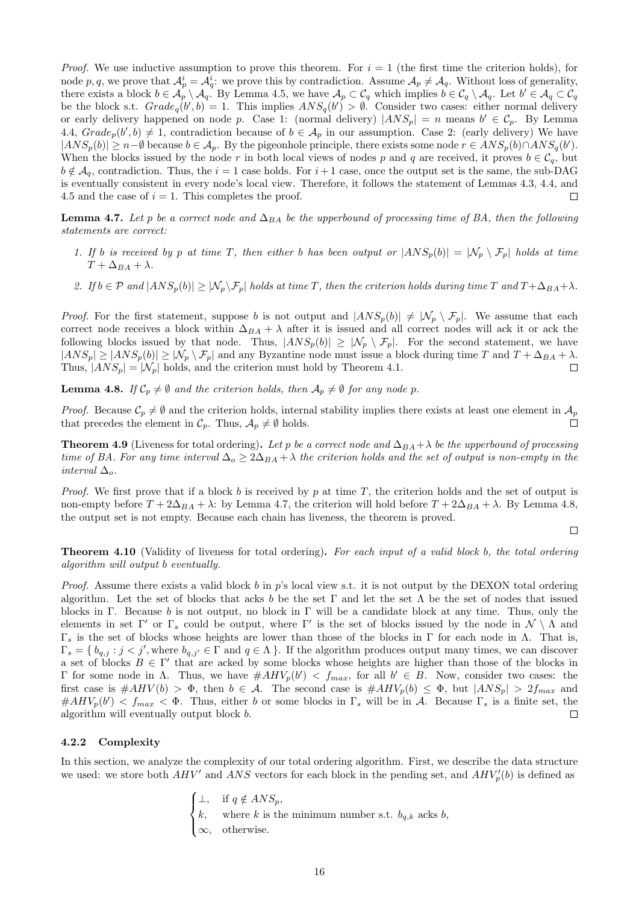*Proof.* We use inductive assumption to prove this theorem. For $i = 1$ (the first time the criterion holds), for node $p, q$, we prove that $\mathcal{A}_p^i = \mathcal{A}_q^i$: we prove this by contradiction. Assume $\mathcal{A}_p \neq \mathcal{A}_q$. Without loss of generality, there exists a block $b \in \mathcal{A}_p \setminus \mathcal{A}_q$. By Lemma 4.5, we have $\mathcal{A}_p \subset \mathcal{C}_q$ which implies $b \in \mathcal{C}_q \setminus \mathcal{A}_q$. Let $b' \in \mathcal{A}_q \subset \mathcal{C}_q$ be the block s.t. $Grade_q(b', b) = 1$. This implies $ANS_q(b') > \emptyset$. Consider two cases: either normal delivery or early delivery happened on node $p$. Case 1: (normal delivery) $|ANS_p| = n$ means $b' \in \mathcal{C}_p$. By Lemma 4.4, $Grade_p(b', b) \neq 1$, contradiction because of $b \in \mathcal{A}_p$ in our assumption. Case 2: (early delivery) We have $|ANS_p(b)| \geq n - \emptyset$ because $b \in \mathcal{A}_p$. By the pigeonhole principle, there exists some node $r \in ANS_p(b) \cap ANS_q(b')$. When the blocks issued by the node $r$ in both local views of nodes $p$ and $q$ are received, it proves $b \in \mathcal{C}_q$, but $b \notin \mathcal{A}_q$, contradiction. Thus, the $i = 1$ case holds. For $i + 1$ case, once the output set is the same, the sub-DAG is eventually consistent in every node's local view. Therefore, it follows the statement of Lemmas 4.3, 4.4, and 4.5 and the case of $i = 1$. This completes the proof. ◻

**Lemma 4.7.** *Let $p$ be a correct node and $\Delta_{BA}$ be the upperbound of processing time of BA, then the following statements are correct:*

1. *If $b$ is received by $p$ at time $T$, then either $b$ has been output or $|ANS_p(b)| = |\mathcal{N}_p \setminus \mathcal{F}_p|$ holds at time $T + \Delta_{BA} + \lambda$.*
2. *If $b \in \mathcal{P}$ and $|ANS_p(b)| \geq |\mathcal{N}_p \setminus \mathcal{F}_p|$ holds at time $T$, then the criterion holds during time $T$ and $T + \Delta_{BA} + \lambda$.*

*Proof.* For the first statement, suppose $b$ is not output and $|ANS_p(b)| \neq |\mathcal{N}_p \setminus \mathcal{F}_p|$. We assume that each correct node receives a block within $\Delta_{BA} + \lambda$ after it is issued and all correct nodes will ack it or ack the following blocks issued by that node. Thus, $|ANS_p(b)| \geq |\mathcal{N}_p \setminus \mathcal{F}_p|$. For the second statement, we have $|ANS_p| \geq |ANS_p(b)| \geq |\mathcal{N}_p \setminus \mathcal{F}_p|$ and any Byzantine node must issue a block during time $T$ and $T + \Delta_{BA} + \lambda$. Thus, $|ANS_p| = |\mathcal{N}_p|$ holds, and the criterion must hold by Theorem 4.1. ◻

**Lemma 4.8.** *If $\mathcal{C}_p \neq \emptyset$ and the criterion holds, then $\mathcal{A}_p \neq \emptyset$ for any node $p$.*

*Proof.* Because $\mathcal{C}_p \neq \emptyset$ and the criterion holds, internal stability implies there exists at least one element in $\mathcal{A}_p$ that precedes the element in $\mathcal{C}_p$. Thus, $\mathcal{A}_p \neq \emptyset$ holds. ◻

**Theorem 4.9** (Liveness for total ordering)**.** *Let $p$ be a correct node and $\Delta_{BA} + \lambda$ be the upperbound of processing time of BA. For any time interval $\Delta_o \geq 2\Delta_{BA} + \lambda$ the criterion holds and the set of output is non-empty in the interval $\Delta_o$.*

*Proof.* We first prove that if a block $b$ is received by $p$ at time $T$, the criterion holds and the set of output is non-empty before $T + 2\Delta_{BA} + \lambda$: by Lemma 4.7, the criterion will hold before $T + 2\Delta_{BA} + \lambda$. By Lemma 4.8, the output set is not empty. Because each chain has liveness, the theorem is proved. ◻

**Theorem 4.10** (Validity of liveness for total ordering)**.** *For each input of a valid block $b$, the total ordering algorithm will output $b$ eventually.*

*Proof.* Assume there exists a valid block $b$ in $p$'s local view s.t. it is not output by the DEXON total ordering algorithm. Let the set of blocks that acks $b$ be the set $\Gamma$ and let the set $\Lambda$ be the set of nodes that issued blocks in $\Gamma$. Because $b$ is not output, no block in $\Gamma$ will be a candidate block at any time. Thus, only the elements in set $\Gamma'$ or $\Gamma_s$ could be output, where $\Gamma'$ is the set of blocks issued by the node in $\mathcal{N} \setminus \Lambda$ and $\Gamma_s$ is the set of blocks whose heights are lower than those of the blocks in $\Gamma$ for each node in $\Lambda$. That is, $\Gamma_s = \{ b_{q,j} : j < j', \text{where } b_{q,j'} \in \Gamma \text{ and } q \in \Lambda \}$. If the algorithm produces output many times, we can discover a set of blocks $B \in \Gamma'$ that are acked by some blocks whose heights are higher than those of the blocks in $\Gamma$ for some node in $\Lambda$. Thus, we have $\#AHV_p(b') < f_{max}$, for all $b' \in B$. Now, consider two cases: the first case is $\#AHV(b) > \Phi$, then $b \in \mathcal{A}$. The second case is $\#AHV_p(b) \leq \Phi$, but $|ANS_p| > 2f_{max}$ and $\#AHV_p(b') < f_{max} < \Phi$. Thus, either $b$ or some blocks in $\Gamma_s$ will be in $\mathcal{A}$. Because $\Gamma_s$ is a finite set, the algorithm will eventually output block $b$. ◻

#### 4.2.2 Complexity

In this section, we analyze the complexity of our total ordering algorithm. First, we describe the data structure we used: we store both $AHV'$ and $ANS$ vectors for each block in the pending set, and $AHV_p'(b)$ is defined as

$$
\begin{cases}
\perp, & \text{if } q \notin ANS_p, \\
k, & \text{where } k \text{ is the minimum number s.t. } b_{q,k} \text{ acks } b, \\
\infty, & \text{otherwise.}
\end{cases}
$$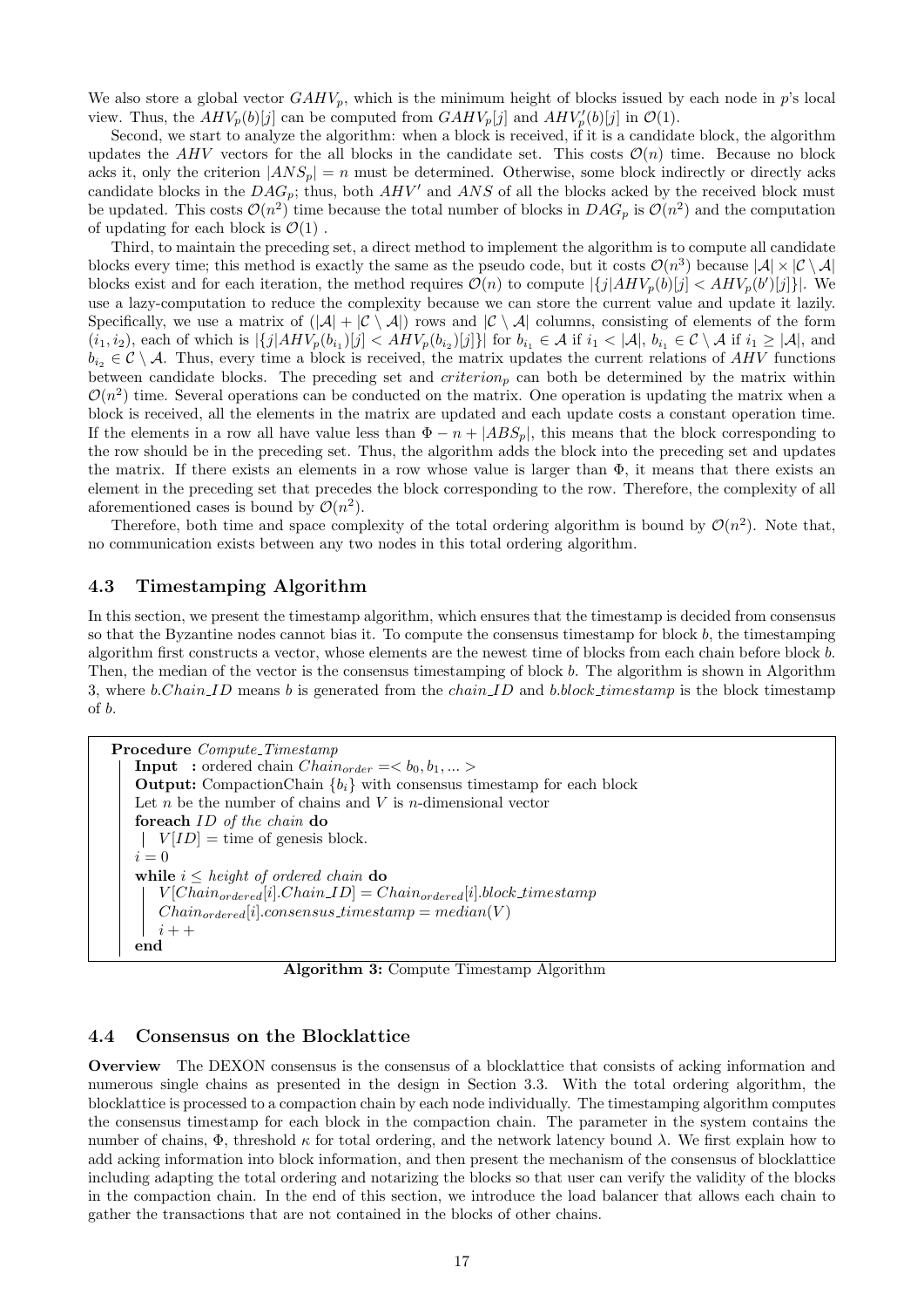We also store a global vector $GAHV_p$, which is the minimum height of blocks issued by each node in $p$'s local view. Thus, the $AHV_p(b)[j]$ can be computed from $GAHV_p[j]$ and $AHV'_p(b)[j]$ in $\mathcal{O}(1)$.

Second, we start to analyze the algorithm: when a block is received, if it is a candidate block, the algorithm updates the $AHV$ vectors for the all blocks in the candidate set. This costs $\mathcal{O}(n)$ time. Because no block acks it, only the criterion $|ANS_p| = n$ must be determined. Otherwise, some block indirectly or directly acks candidate blocks in the $DAG_p$; thus, both $AHV'$ and $ANS$ of all the blocks acked by the received block must be updated. This costs $\mathcal{O}(n^2)$ time because the total number of blocks in $DAG_p$ is $\mathcal{O}(n^2)$ and the computation of updating for each block is $\mathcal{O}(1)$ .

Third, to maintain the preceding set, a direct method to implement the algorithm is to compute all candidate blocks every time; this method is exactly the same as the pseudo code, but it costs $\mathcal{O}(n^3)$ because $|\mathcal{A}| \times |\mathcal{C} \setminus \mathcal{A}|$ blocks exist and for each iteration, the method requires $\mathcal{O}(n)$ to compute $|\{j|AHV_p(b)[j] < AHV_p(b')[j]\}|$. We use a lazy-computation to reduce the complexity because we can store the current value and update it lazily. Specifically, we use a matrix of $(|\mathcal{A}| + |\mathcal{C} \setminus \mathcal{A}|)$ rows and $|\mathcal{C} \setminus \mathcal{A}|$ columns, consisting of elements of the form $(i_1, i_2)$, each of which is $|\{j|AHV_p(b_{i_1})[j] < AHV_p(b_{i_2})[j]\}|$ for $b_{i_1} \in \mathcal{A}$ if $i_1 < |\mathcal{A}|$, $b_{i_1} \in \mathcal{C} \setminus \mathcal{A}$ if $i_1 \geq |\mathcal{A}|$, and $b_{i_2} \in \mathcal{C} \setminus \mathcal{A}$. Thus, every time a block is received, the matrix updates the current relations of $AHV$ functions between candidate blocks. The preceding set and $criterion_p$ can both be determined by the matrix within $\mathcal{O}(n^2)$ time. Several operations can be conducted on the matrix. One operation is updating the matrix when a block is received, all the elements in the matrix are updated and each update costs a constant operation time. If the elements in a row all have value less than $\Phi - n + |ABS_p|$, this means that the block corresponding to the row should be in the preceding set. Thus, the algorithm adds the block into the preceding set and updates the matrix. If there exists an elements in a row whose value is larger than $\Phi$, it means that there exists an element in the preceding set that precedes the block corresponding to the row. Therefore, the complexity of all aforementioned cases is bound by $\mathcal{O}(n^2)$.

Therefore, both time and space complexity of the total ordering algorithm is bound by $\mathcal{O}(n^2)$. Note that, no communication exists between any two nodes in this total ordering algorithm.

### 4.3 Timestamping Algorithm

In this section, we present the timestamp algorithm, which ensures that the timestamp is decided from consensus so that the Byzantine nodes cannot bias it. To compute the consensus timestamp for block $b$, the timestamping algorithm first constructs a vector, whose elements are the newest time of blocks from each chain before block $b$. Then, the median of the vector is the consensus timestamping of block $b$. The algorithm is shown in Algorithm 3, where $b.Chain\_ID$ means $b$ is generated from the $chain\_ID$ and $b.block\_timestamp$ is the block timestamp of $b$.

```
Procedure Compute_Timestamp
    Input  : ordered chain Chain_order =< b_0, b_1, ... >
    Output: CompactionChain {b_i} with consensus timestamp for each block
    Let n be the number of chains and V is n-dimensional vector
    foreach ID of the chain do
    |   V[ID] = time of genesis block.
    i = 0
    while i ≤ height of ordered chain do
        V[Chain_ordered[i].Chain_ID] = Chain_ordered[i].block_timestamp
        Chain_ordered[i].consensus_timestamp = median(V)
        i++
    end
```

**Algorithm 3:** Compute Timestamp Algorithm

### 4.4 Consensus on the Blocklattice

**Overview** The DEXON consensus is the consensus of a blocklattice that consists of acking information and numerous single chains as presented in the design in Section 3.3. With the total ordering algorithm, the blocklattice is processed to a compaction chain by each node individually. The timestamping algorithm computes the consensus timestamp for each block in the compaction chain. The parameter in the system contains the number of chains, $\Phi$, threshold $\kappa$ for total ordering, and the network latency bound $\lambda$. We first explain how to add acking information into block information, and then present the mechanism of the consensus of blocklattice including adapting the total ordering and notarizing the blocks so that user can verify the validity of the blocks in the compaction chain. In the end of this section, we introduce the load balancer that allows each chain to gather the transactions that are not contained in the blocks of other chains.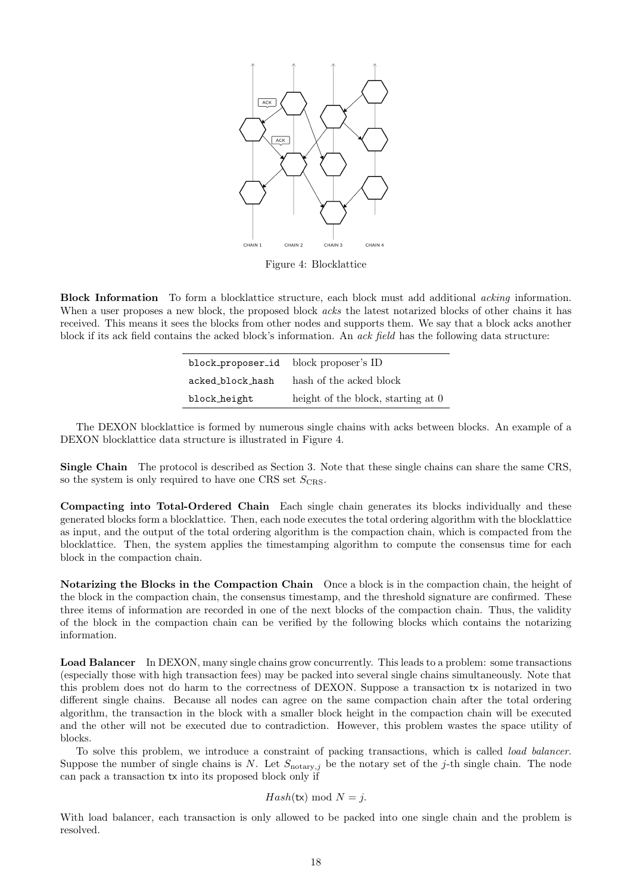Figure 4: Blocklattice

**Block Information** To form a blocklattice structure, each block must add additional *acking* information. When a user proposes a new block, the proposed block *acks* the latest notarized blocks of other chains it has received. This means it sees the blocks from other nodes and supports them. We say that a block acks another block if its ack field contains the acked block's information. An *ack field* has the following data structure:

| | |
|---|---|
| `block_proposer_id` | block proposer's ID |
| `acked_block_hash` | hash of the acked block |
| `block_height` | height of the block, starting at 0 |

The DEXON blocklattice is formed by numerous single chains with acks between blocks. An example of a DEXON blocklattice data structure is illustrated in Figure 4.

**Single Chain** The protocol is described as Section 3. Note that these single chains can share the same CRS, so the system is only required to have one CRS set $S_{\text{CRS}}$.

**Compacting into Total-Ordered Chain** Each single chain generates its blocks individually and these generated blocks form a blocklattice. Then, each node executes the total ordering algorithm with the blocklattice as input, and the output of the total ordering algorithm is the compaction chain, which is compacted from the blocklattice. Then, the system applies the timestamping algorithm to compute the consensus time for each block in the compaction chain.

**Notarizing the Blocks in the Compaction Chain** Once a block is in the compaction chain, the height of the block in the compaction chain, the consensus timestamp, and the threshold signature are confirmed. These three items of information are recorded in one of the next blocks of the compaction chain. Thus, the validity of the block in the compaction chain can be verified by the following blocks which contains the notarizing information.

**Load Balancer** In DEXON, many single chains grow concurrently. This leads to a problem: some transactions (especially those with high transaction fees) may be packed into several single chains simultaneously. Note that this problem does not do harm to the correctness of DEXON. Suppose a transaction `tx` is notarized in two different single chains. Because all nodes can agree on the same compaction chain after the total ordering algorithm, the transaction in the block with a smaller block height in the compaction chain will be executed and the other will not be executed due to contradiction. However, this problem wastes the space utility of blocks.

To solve this problem, we introduce a constraint of packing transactions, which is called *load balancer*. Suppose the number of single chains is $N$. Let $S_{\text{notary},j}$ be the notary set of the $j$-th single chain. The node can pack a transaction `tx` into its proposed block only if

$$Hash(\mathtt{tx}) \bmod N = j.$$

With load balancer, each transaction is only allowed to be packed into one single chain and the problem is resolved.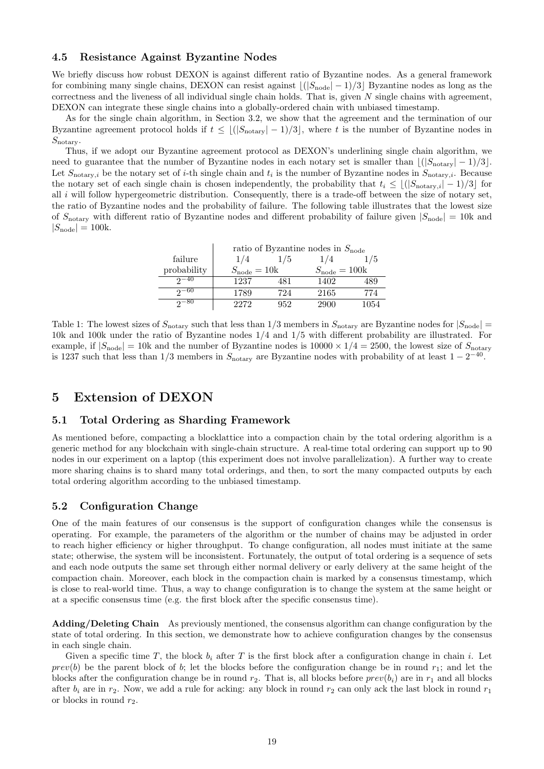### 4.5 Resistance Against Byzantine Nodes

We briefly discuss how robust DEXON is against different ratio of Byzantine nodes. As a general framework for combining many single chains, DEXON can resist against $\lfloor(|S_{\text{node}}|-1)/3\rfloor$ Byzantine nodes as long as the correctness and the liveness of all individual single chain holds. That is, given $N$ single chains with agreement, DEXON can integrate these single chains into a globally-ordered chain with unbiased timestamp.

As for the single chain algorithm, in Section 3.2, we show that the agreement and the termination of our Byzantine agreement protocol holds if $t \leq \lfloor(|S_{\text{notary}}|-1)/3\rfloor$, where $t$ is the number of Byzantine nodes in $S_{\text{notary}}$.

Thus, if we adopt our Byzantine agreement protocol as DEXON's underlining single chain algorithm, we need to guarantee that the number of Byzantine nodes in each notary set is smaller than $\lfloor(|S_{\text{notary}}|-1)/3\rfloor$. Let $S_{\text{notary},i}$ be the notary set of $i$-th single chain and $t_i$ is the number of Byzantine nodes in $S_{\text{notary},i}$. Because the notary set of each single chain is chosen independently, the probability that $t_i \leq \lfloor(|S_{\text{notary},i}|-1)/3\rfloor$ for all $i$ will follow hypergeometric distribution. Consequently, there is a trade-off between the size of notary set, the ratio of Byzantine nodes and the probability of failure. The following table illustrates that the lowest size of $S_{\text{notary}}$ with different ratio of Byzantine nodes and different probability of failure given $|S_{\text{node}}| = 10\text{k}$ and $|S_{\text{node}}| = 100\text{k}$.

| failure | ratio of Byzantine nodes in $S_{\text{node}}$ | | | |
|---|---|---|---|---|
| | 1/4 | 1/5 | 1/4 | 1/5 |
| probability | $S_{\text{node}} = 10\text{k}$ | | $S_{\text{node}} = 100\text{k}$ | |
| $2^{-40}$ | 1237 | 481 | 1402 | 489 |
| $2^{-60}$ | 1789 | 724 | 2165 | 774 |
| $2^{-80}$ | 2272 | 952 | 2900 | 1054 |

Table 1: The lowest sizes of $S_{\text{notary}}$ such that less than 1/3 members in $S_{\text{notary}}$ are Byzantine nodes for $|S_{\text{node}}| =$ 10k and 100k under the ratio of Byzantine nodes 1/4 and 1/5 with different probability are illustrated. For example, if $|S_{\text{node}}| = 10\text{k}$ and the number of Byzantine nodes is $10000 \times 1/4 = 2500$, the lowest size of $S_{\text{notary}}$ is 1237 such that less than 1/3 members in $S_{\text{notary}}$ are Byzantine nodes with probability of at least $1 - 2^{-40}$.

## 5 Extension of DEXON

### 5.1 Total Ordering as Sharding Framework

As mentioned before, compacting a blocklattice into a compaction chain by the total ordering algorithm is a generic method for any blockchain with single-chain structure. A real-time total ordering can support up to 90 nodes in our experiment on a laptop (this experiment does not involve parallelization). A further way to create more sharing chains is to shard many total orderings, and then, to sort the many compacted outputs by each total ordering algorithm according to the unbiased timestamp.

### 5.2 Configuration Change

One of the main features of our consensus is the support of configuration changes while the consensus is operating. For example, the parameters of the algorithm or the number of chains may be adjusted in order to reach higher efficiency or higher throughput. To change configuration, all nodes must initiate at the same state; otherwise, the system will be inconsistent. Fortunately, the output of total ordering is a sequence of sets and each node outputs the same set through either normal delivery or early delivery at the same height of the compaction chain. Moreover, each block in the compaction chain is marked by a consensus timestamp, which is close to real-world time. Thus, a way to change configuration is to change the system at the same height or at a specific consensus time (e.g. the first block after the specific consensus time).

**Adding/Deleting Chain** As previously mentioned, the consensus algorithm can change configuration by the state of total ordering. In this section, we demonstrate how to achieve configuration changes by the consensus in each single chain.

Given a specific time $T$, the block $b_i$ after $T$ is the first block after a configuration change in chain $i$. Let $prev(b)$ be the parent block of $b$; let the blocks before the configuration change be in round $r_1$; and let the blocks after the configuration change be in round $r_2$. That is, all blocks before $prev(b_i)$ are in $r_1$ and all blocks after $b_i$ are in $r_2$. Now, we add a rule for acking: any block in round $r_2$ can only ack the last block in round $r_1$ or blocks in round $r_2$.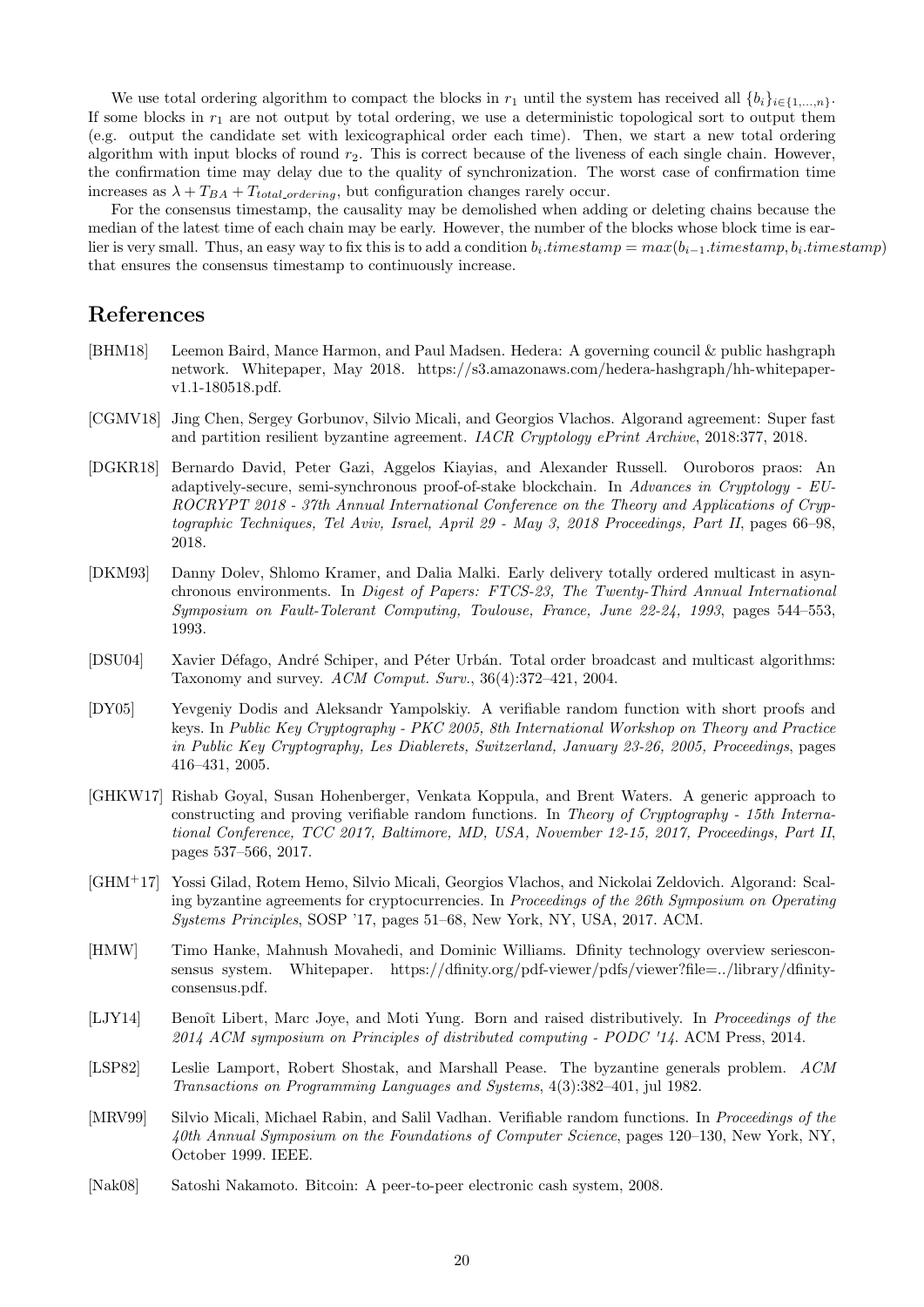We use total ordering algorithm to compact the blocks in $r_1$ until the system has received all $\{b_i\}_{i\in\{1,...,n\}}$. If some blocks in $r_1$ are not output by total ordering, we use a deterministic topological sort to output them (e.g. output the candidate set with lexicographical order each time). Then, we start a new total ordering algorithm with input blocks of round $r_2$. This is correct because of the liveness of each single chain. However, the confirmation time may delay due to the quality of synchronization. The worst case of confirmation time increases as $\lambda + T_{BA} + T_{total\_ordering}$, but configuration changes rarely occur.

For the consensus timestamp, the causality may be demolished when adding or deleting chains because the median of the latest time of each chain may be early. However, the number of the blocks whose block time is earlier is very small. Thus, an easy way to fix this is to add a condition $b_i.timestamp = max(b_{i-1}.timestamp, b_i.timestamp)$ that ensures the consensus timestamp to continuously increase.

# References

[BHM18] Leemon Baird, Mance Harmon, and Paul Madsen. Hedera: A governing council & public hashgraph network. Whitepaper, May 2018. https://s3.amazonaws.com/hedera-hashgraph/hh-whitepaper-v1.1-180518.pdf.

[CGMV18] Jing Chen, Sergey Gorbunov, Silvio Micali, and Georgios Vlachos. Algorand agreement: Super fast and partition resilient byzantine agreement. *IACR Cryptology ePrint Archive*, 2018:377, 2018.

[DGKR18] Bernardo David, Peter Gazi, Aggelos Kiayias, and Alexander Russell. Ouroboros praos: An adaptively-secure, semi-synchronous proof-of-stake blockchain. In *Advances in Cryptology - EUROCRYPT 2018 - 37th Annual International Conference on the Theory and Applications of Cryptographic Techniques, Tel Aviv, Israel, April 29 - May 3, 2018 Proceedings, Part II*, pages 66–98, 2018.

[DKM93] Danny Dolev, Shlomo Kramer, and Dalia Malki. Early delivery totally ordered multicast in asynchronous environments. In *Digest of Papers: FTCS-23, The Twenty-Third Annual International Symposium on Fault-Tolerant Computing, Toulouse, France, June 22-24, 1993*, pages 544–553, 1993.

[DSU04] Xavier Défago, André Schiper, and Péter Urbán. Total order broadcast and multicast algorithms: Taxonomy and survey. *ACM Comput. Surv.*, 36(4):372–421, 2004.

[DY05] Yevgeniy Dodis and Aleksandr Yampolskiy. A verifiable random function with short proofs and keys. In *Public Key Cryptography - PKC 2005, 8th International Workshop on Theory and Practice in Public Key Cryptography, Les Diablerets, Switzerland, January 23-26, 2005, Proceedings*, pages 416–431, 2005.

[GHKW17] Rishab Goyal, Susan Hohenberger, Venkata Koppula, and Brent Waters. A generic approach to constructing and proving verifiable random functions. In *Theory of Cryptography - 15th International Conference, TCC 2017, Baltimore, MD, USA, November 12-15, 2017, Proceedings, Part II*, pages 537–566, 2017.

[GHM+17] Yossi Gilad, Rotem Hemo, Silvio Micali, Georgios Vlachos, and Nickolai Zeldovich. Algorand: Scaling byzantine agreements for cryptocurrencies. In *Proceedings of the 26th Symposium on Operating Systems Principles*, SOSP '17, pages 51–68, New York, NY, USA, 2017. ACM.

[HMW] Timo Hanke, Mahnush Movahedi, and Dominic Williams. Dfinity technology overview seriesconsensus system. Whitepaper. https://dfinity.org/pdf-viewer/pdfs/viewer?file=../library/dfinity-consensus.pdf.

[LJY14] Benoît Libert, Marc Joye, and Moti Yung. Born and raised distributively. In *Proceedings of the 2014 ACM symposium on Principles of distributed computing - PODC '14*. ACM Press, 2014.

[LSP82] Leslie Lamport, Robert Shostak, and Marshall Pease. The byzantine generals problem. *ACM Transactions on Programming Languages and Systems*, 4(3):382–401, jul 1982.

[MRV99] Silvio Micali, Michael Rabin, and Salil Vadhan. Verifiable random functions. In *Proceedings of the 40th Annual Symposium on the Foundations of Computer Science*, pages 120–130, New York, NY, October 1999. IEEE.

[Nak08] Satoshi Nakamoto. Bitcoin: A peer-to-peer electronic cash system, 2008.